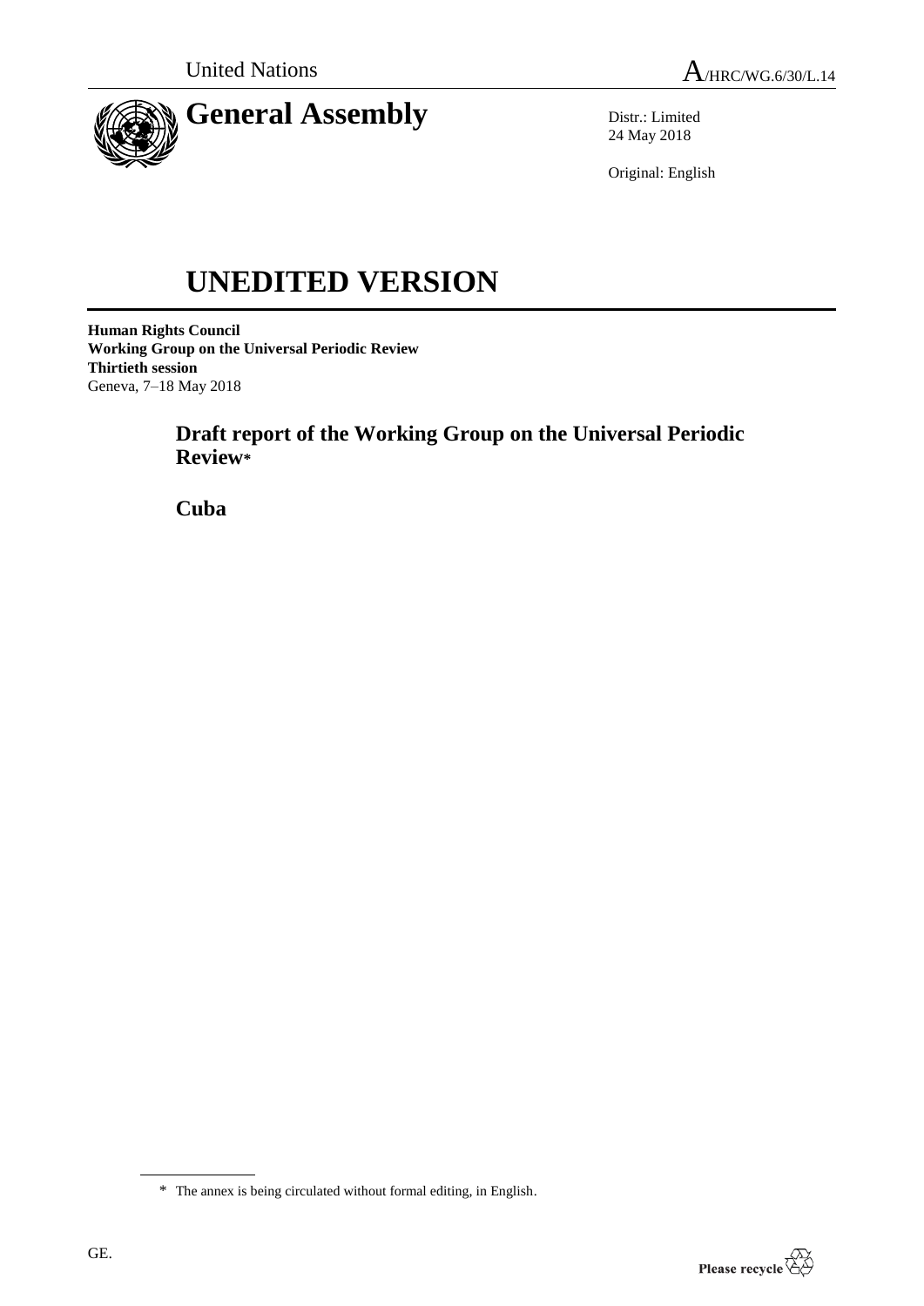United Nations

A/HRC/WG.6/30/L.14

# General Assembly

Distr.: Limited
24 May 2018

Original: English

# UNEDITED VERSION

**Human Rights Council**
**Working Group on the Universal Periodic Review**
**Thirtieth session**
Geneva, 7–18 May 2018

## Draft report of the Working Group on the Universal Periodic Review*

## Cuba

\* The annex is being circulated without formal editing, in English.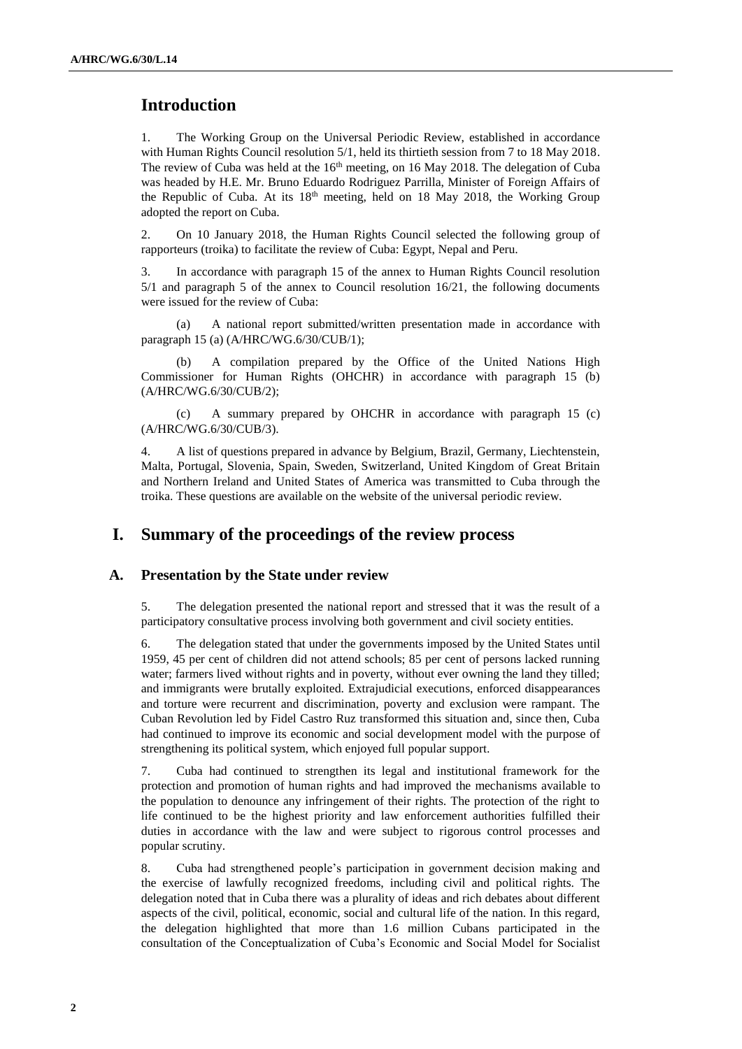## Introduction

1. The Working Group on the Universal Periodic Review, established in accordance with Human Rights Council resolution 5/1, held its thirtieth session from 7 to 18 May 2018. The review of Cuba was held at the 16th meeting, on 16 May 2018. The delegation of Cuba was headed by H.E. Mr. Bruno Eduardo Rodriguez Parrilla, Minister of Foreign Affairs of the Republic of Cuba. At its 18th meeting, held on 18 May 2018, the Working Group adopted the report on Cuba.

2. On 10 January 2018, the Human Rights Council selected the following group of rapporteurs (troika) to facilitate the review of Cuba: Egypt, Nepal and Peru.

3. In accordance with paragraph 15 of the annex to Human Rights Council resolution 5/1 and paragraph 5 of the annex to Council resolution 16/21, the following documents were issued for the review of Cuba:

(a) A national report submitted/written presentation made in accordance with paragraph 15 (a) (A/HRC/WG.6/30/CUB/1);

(b) A compilation prepared by the Office of the United Nations High Commissioner for Human Rights (OHCHR) in accordance with paragraph 15 (b) (A/HRC/WG.6/30/CUB/2);

(c) A summary prepared by OHCHR in accordance with paragraph 15 (c) (A/HRC/WG.6/30/CUB/3).

4. A list of questions prepared in advance by Belgium, Brazil, Germany, Liechtenstein, Malta, Portugal, Slovenia, Spain, Sweden, Switzerland, United Kingdom of Great Britain and Northern Ireland and United States of America was transmitted to Cuba through the troika. These questions are available on the website of the universal periodic review.

## I. Summary of the proceedings of the review process

### A. Presentation by the State under review

5. The delegation presented the national report and stressed that it was the result of a participatory consultative process involving both government and civil society entities.

6. The delegation stated that under the governments imposed by the United States until 1959, 45 per cent of children did not attend schools; 85 per cent of persons lacked running water; farmers lived without rights and in poverty, without ever owning the land they tilled; and immigrants were brutally exploited. Extrajudicial executions, enforced disappearances and torture were recurrent and discrimination, poverty and exclusion were rampant. The Cuban Revolution led by Fidel Castro Ruz transformed this situation and, since then, Cuba had continued to improve its economic and social development model with the purpose of strengthening its political system, which enjoyed full popular support.

7. Cuba had continued to strengthen its legal and institutional framework for the protection and promotion of human rights and had improved the mechanisms available to the population to denounce any infringement of their rights. The protection of the right to life continued to be the highest priority and law enforcement authorities fulfilled their duties in accordance with the law and were subject to rigorous control processes and popular scrutiny.

8. Cuba had strengthened people's participation in government decision making and the exercise of lawfully recognized freedoms, including civil and political rights. The delegation noted that in Cuba there was a plurality of ideas and rich debates about different aspects of the civil, political, economic, social and cultural life of the nation. In this regard, the delegation highlighted that more than 1.6 million Cubans participated in the consultation of the Conceptualization of Cuba's Economic and Social Model for Socialist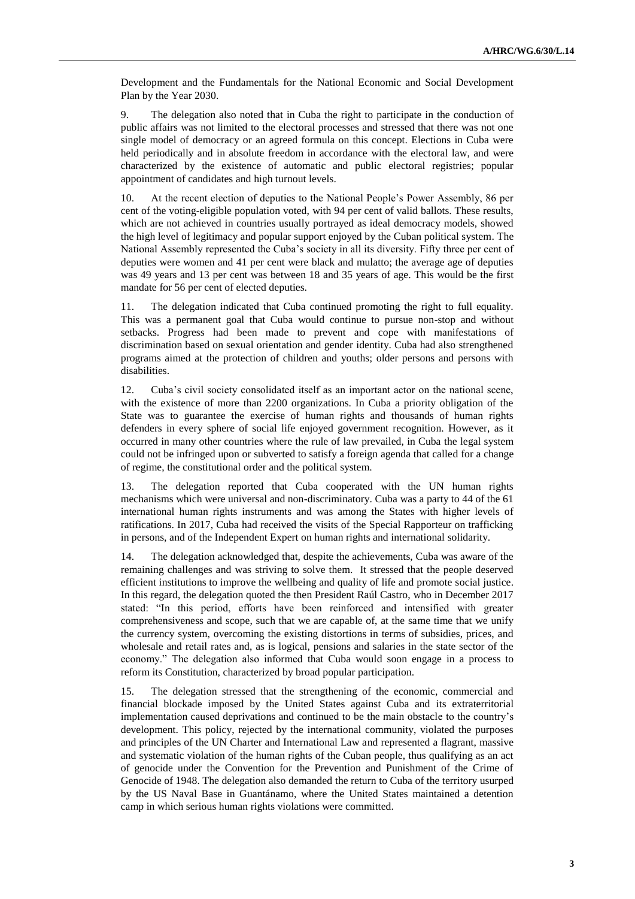Development and the Fundamentals for the National Economic and Social Development Plan by the Year 2030.

9. The delegation also noted that in Cuba the right to participate in the conduction of public affairs was not limited to the electoral processes and stressed that there was not one single model of democracy or an agreed formula on this concept. Elections in Cuba were held periodically and in absolute freedom in accordance with the electoral law, and were characterized by the existence of automatic and public electoral registries; popular appointment of candidates and high turnout levels.

10. At the recent election of deputies to the National People's Power Assembly, 86 per cent of the voting-eligible population voted, with 94 per cent of valid ballots. These results, which are not achieved in countries usually portrayed as ideal democracy models, showed the high level of legitimacy and popular support enjoyed by the Cuban political system. The National Assembly represented the Cuba's society in all its diversity. Fifty three per cent of deputies were women and 41 per cent were black and mulatto; the average age of deputies was 49 years and 13 per cent was between 18 and 35 years of age. This would be the first mandate for 56 per cent of elected deputies.

11. The delegation indicated that Cuba continued promoting the right to full equality. This was a permanent goal that Cuba would continue to pursue non-stop and without setbacks. Progress had been made to prevent and cope with manifestations of discrimination based on sexual orientation and gender identity. Cuba had also strengthened programs aimed at the protection of children and youths; older persons and persons with disabilities.

12. Cuba's civil society consolidated itself as an important actor on the national scene, with the existence of more than 2200 organizations. In Cuba a priority obligation of the State was to guarantee the exercise of human rights and thousands of human rights defenders in every sphere of social life enjoyed government recognition. However, as it occurred in many other countries where the rule of law prevailed, in Cuba the legal system could not be infringed upon or subverted to satisfy a foreign agenda that called for a change of regime, the constitutional order and the political system.

13. The delegation reported that Cuba cooperated with the UN human rights mechanisms which were universal and non-discriminatory. Cuba was a party to 44 of the 61 international human rights instruments and was among the States with higher levels of ratifications. In 2017, Cuba had received the visits of the Special Rapporteur on trafficking in persons, and of the Independent Expert on human rights and international solidarity.

14. The delegation acknowledged that, despite the achievements, Cuba was aware of the remaining challenges and was striving to solve them. It stressed that the people deserved efficient institutions to improve the wellbeing and quality of life and promote social justice. In this regard, the delegation quoted the then President Raúl Castro, who in December 2017 stated: "In this period, efforts have been reinforced and intensified with greater comprehensiveness and scope, such that we are capable of, at the same time that we unify the currency system, overcoming the existing distortions in terms of subsidies, prices, and wholesale and retail rates and, as is logical, pensions and salaries in the state sector of the economy." The delegation also informed that Cuba would soon engage in a process to reform its Constitution, characterized by broad popular participation.

15. The delegation stressed that the strengthening of the economic, commercial and financial blockade imposed by the United States against Cuba and its extraterritorial implementation caused deprivations and continued to be the main obstacle to the country's development. This policy, rejected by the international community, violated the purposes and principles of the UN Charter and International Law and represented a flagrant, massive and systematic violation of the human rights of the Cuban people, thus qualifying as an act of genocide under the Convention for the Prevention and Punishment of the Crime of Genocide of 1948. The delegation also demanded the return to Cuba of the territory usurped by the US Naval Base in Guantánamo, where the United States maintained a detention camp in which serious human rights violations were committed.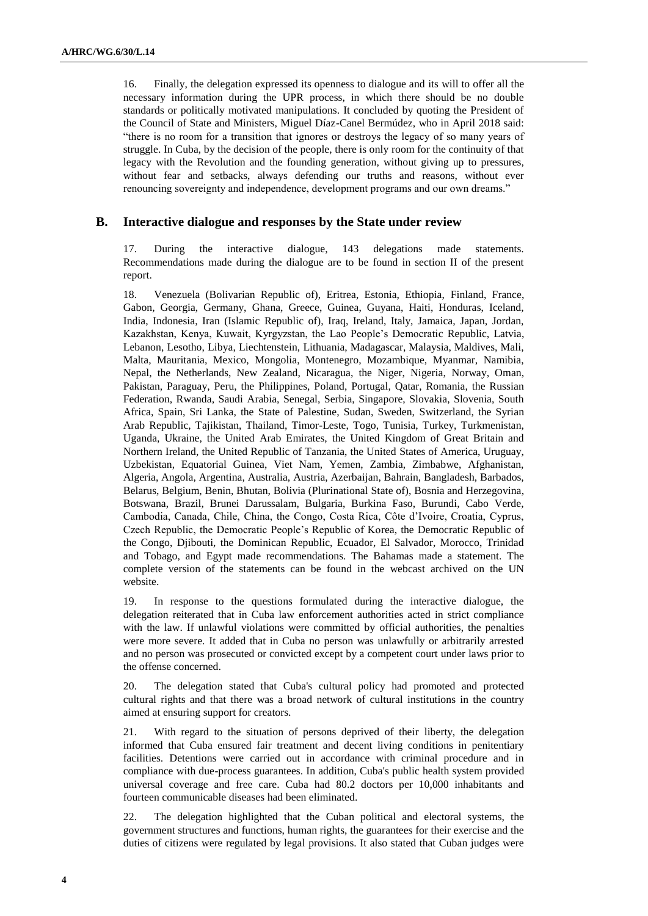16. Finally, the delegation expressed its openness to dialogue and its will to offer all the necessary information during the UPR process, in which there should be no double standards or politically motivated manipulations. It concluded by quoting the President of the Council of State and Ministers, Miguel Díaz-Canel Bermúdez, who in April 2018 said: "there is no room for a transition that ignores or destroys the legacy of so many years of struggle. In Cuba, by the decision of the people, there is only room for the continuity of that legacy with the Revolution and the founding generation, without giving up to pressures, without fear and setbacks, always defending our truths and reasons, without ever renouncing sovereignty and independence, development programs and our own dreams."

## B. Interactive dialogue and responses by the State under review

17. During the interactive dialogue, 143 delegations made statements. Recommendations made during the dialogue are to be found in section II of the present report.

18. Venezuela (Bolivarian Republic of), Eritrea, Estonia, Ethiopia, Finland, France, Gabon, Georgia, Germany, Ghana, Greece, Guinea, Guyana, Haiti, Honduras, Iceland, India, Indonesia, Iran (Islamic Republic of), Iraq, Ireland, Italy, Jamaica, Japan, Jordan, Kazakhstan, Kenya, Kuwait, Kyrgyzstan, the Lao People's Democratic Republic, Latvia, Lebanon, Lesotho, Libya, Liechtenstein, Lithuania, Madagascar, Malaysia, Maldives, Mali, Malta, Mauritania, Mexico, Mongolia, Montenegro, Mozambique, Myanmar, Namibia, Nepal, the Netherlands, New Zealand, Nicaragua, the Niger, Nigeria, Norway, Oman, Pakistan, Paraguay, Peru, the Philippines, Poland, Portugal, Qatar, Romania, the Russian Federation, Rwanda, Saudi Arabia, Senegal, Serbia, Singapore, Slovakia, Slovenia, South Africa, Spain, Sri Lanka, the State of Palestine, Sudan, Sweden, Switzerland, the Syrian Arab Republic, Tajikistan, Thailand, Timor-Leste, Togo, Tunisia, Turkey, Turkmenistan, Uganda, Ukraine, the United Arab Emirates, the United Kingdom of Great Britain and Northern Ireland, the United Republic of Tanzania, the United States of America, Uruguay, Uzbekistan, Equatorial Guinea, Viet Nam, Yemen, Zambia, Zimbabwe, Afghanistan, Algeria, Angola, Argentina, Australia, Austria, Azerbaijan, Bahrain, Bangladesh, Barbados, Belarus, Belgium, Benin, Bhutan, Bolivia (Plurinational State of), Bosnia and Herzegovina, Botswana, Brazil, Brunei Darussalam, Bulgaria, Burkina Faso, Burundi, Cabo Verde, Cambodia, Canada, Chile, China, the Congo, Costa Rica, Côte d'Ivoire, Croatia, Cyprus, Czech Republic, the Democratic People's Republic of Korea, the Democratic Republic of the Congo, Djibouti, the Dominican Republic, Ecuador, El Salvador, Morocco, Trinidad and Tobago, and Egypt made recommendations. The Bahamas made a statement. The complete version of the statements can be found in the webcast archived on the UN website.

19. In response to the questions formulated during the interactive dialogue, the delegation reiterated that in Cuba law enforcement authorities acted in strict compliance with the law. If unlawful violations were committed by official authorities, the penalties were more severe. It added that in Cuba no person was unlawfully or arbitrarily arrested and no person was prosecuted or convicted except by a competent court under laws prior to the offense concerned.

20. The delegation stated that Cuba's cultural policy had promoted and protected cultural rights and that there was a broad network of cultural institutions in the country aimed at ensuring support for creators.

21. With regard to the situation of persons deprived of their liberty, the delegation informed that Cuba ensured fair treatment and decent living conditions in penitentiary facilities. Detentions were carried out in accordance with criminal procedure and in compliance with due-process guarantees. In addition, Cuba's public health system provided universal coverage and free care. Cuba had 80.2 doctors per 10,000 inhabitants and fourteen communicable diseases had been eliminated.

22. The delegation highlighted that the Cuban political and electoral systems, the government structures and functions, human rights, the guarantees for their exercise and the duties of citizens were regulated by legal provisions. It also stated that Cuban judges were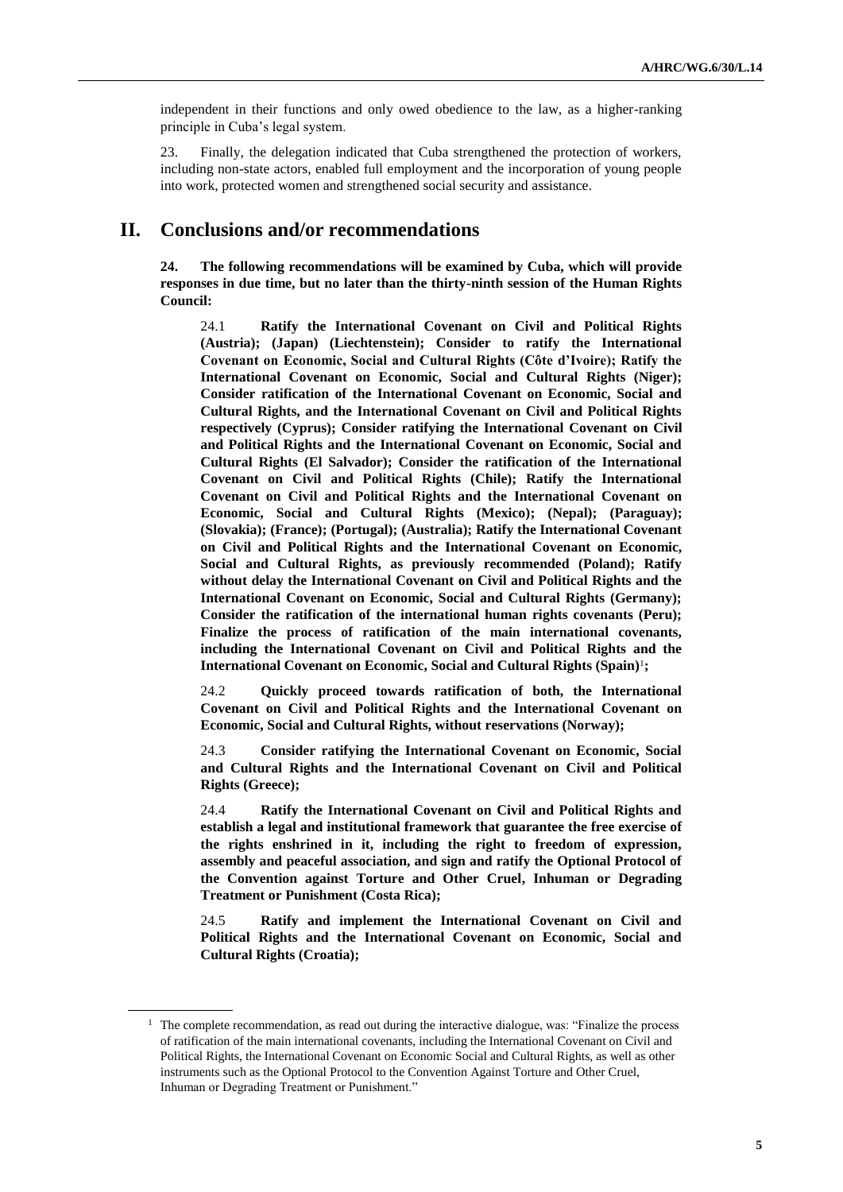independent in their functions and only owed obedience to the law, as a higher-ranking principle in Cuba's legal system.

23. Finally, the delegation indicated that Cuba strengthened the protection of workers, including non-state actors, enabled full employment and the incorporation of young people into work, protected women and strengthened social security and assistance.

## II. Conclusions and/or recommendations

**24. The following recommendations will be examined by Cuba, which will provide responses in due time, but no later than the thirty-ninth session of the Human Rights Council:**

24.1 **Ratify the International Covenant on Civil and Political Rights (Austria); (Japan) (Liechtenstein); Consider to ratify the International Covenant on Economic, Social and Cultural Rights (Côte d'Ivoire); Ratify the International Covenant on Economic, Social and Cultural Rights (Niger); Consider ratification of the International Covenant on Economic, Social and Cultural Rights, and the International Covenant on Civil and Political Rights respectively (Cyprus); Consider ratifying the International Covenant on Civil and Political Rights and the International Covenant on Economic, Social and Cultural Rights (El Salvador); Consider the ratification of the International Covenant on Civil and Political Rights (Chile); Ratify the International Covenant on Civil and Political Rights and the International Covenant on Economic, Social and Cultural Rights (Mexico); (Nepal); (Paraguay); (Slovakia); (France); (Portugal); (Australia); Ratify the International Covenant on Civil and Political Rights and the International Covenant on Economic, Social and Cultural Rights, as previously recommended (Poland); Ratify without delay the International Covenant on Civil and Political Rights and the International Covenant on Economic, Social and Cultural Rights (Germany); Consider the ratification of the international human rights covenants (Peru); Finalize the process of ratification of the main international covenants, including the International Covenant on Civil and Political Rights and the International Covenant on Economic, Social and Cultural Rights (Spain)[1];**

24.2 **Quickly proceed towards ratification of both, the International Covenant on Civil and Political Rights and the International Covenant on Economic, Social and Cultural Rights, without reservations (Norway);**

24.3 **Consider ratifying the International Covenant on Economic, Social and Cultural Rights and the International Covenant on Civil and Political Rights (Greece);**

24.4 **Ratify the International Covenant on Civil and Political Rights and establish a legal and institutional framework that guarantee the free exercise of the rights enshrined in it, including the right to freedom of expression, assembly and peaceful association, and sign and ratify the Optional Protocol of the Convention against Torture and Other Cruel, Inhuman or Degrading Treatment or Punishment (Costa Rica);**

24.5 **Ratify and implement the International Covenant on Civil and Political Rights and the International Covenant on Economic, Social and Cultural Rights (Croatia);**

---

[1] The complete recommendation, as read out during the interactive dialogue, was: "Finalize the process of ratification of the main international covenants, including the International Covenant on Civil and Political Rights, the International Covenant on Economic Social and Cultural Rights, as well as other instruments such as the Optional Protocol to the Convention Against Torture and Other Cruel, Inhuman or Degrading Treatment or Punishment."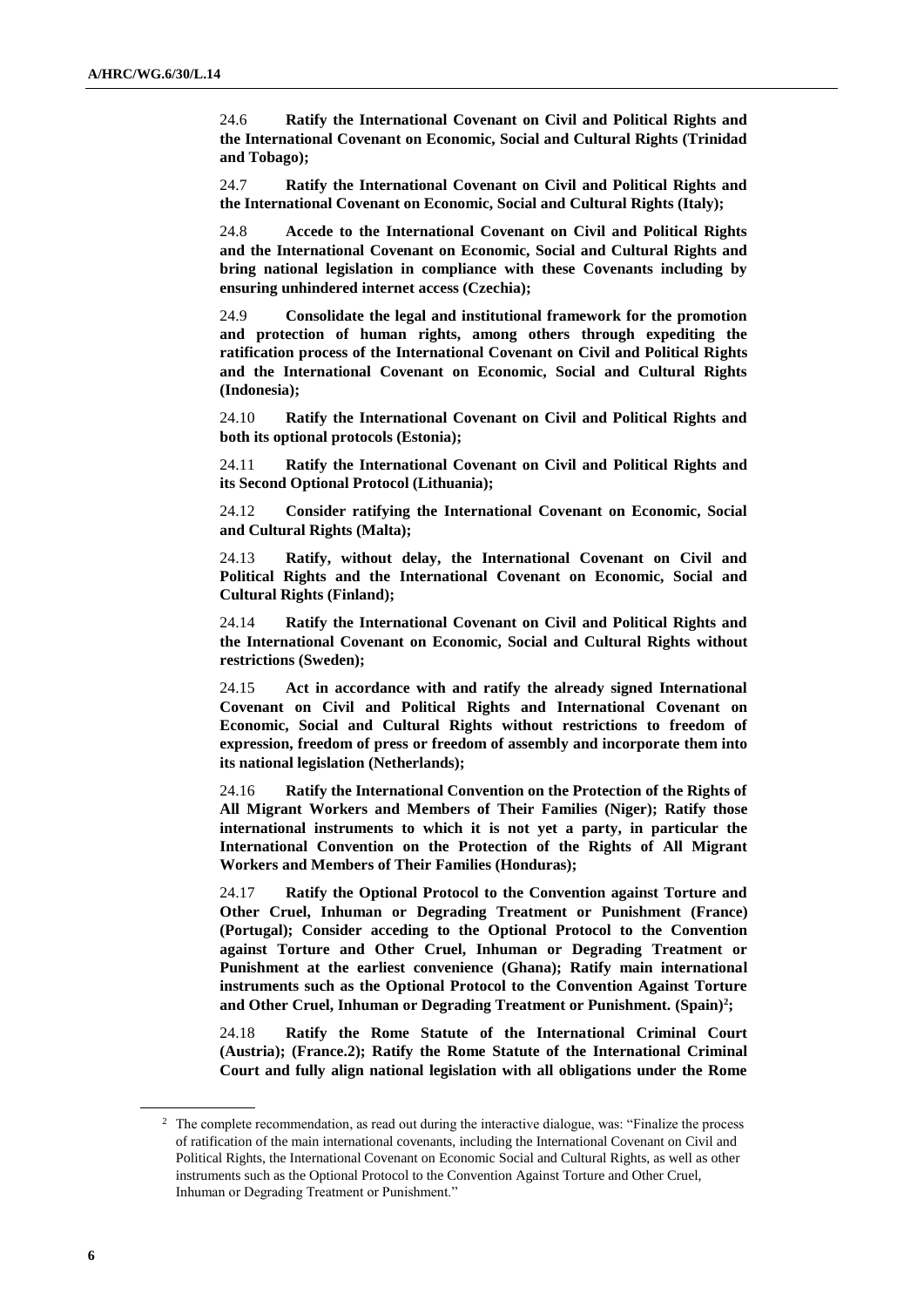24.6 **Ratify the International Covenant on Civil and Political Rights and the International Covenant on Economic, Social and Cultural Rights (Trinidad and Tobago);**

24.7 **Ratify the International Covenant on Civil and Political Rights and the International Covenant on Economic, Social and Cultural Rights (Italy);**

24.8 **Accede to the International Covenant on Civil and Political Rights and the International Covenant on Economic, Social and Cultural Rights and bring national legislation in compliance with these Covenants including by ensuring unhindered internet access (Czechia);**

24.9 **Consolidate the legal and institutional framework for the promotion and protection of human rights, among others through expediting the ratification process of the International Covenant on Civil and Political Rights and the International Covenant on Economic, Social and Cultural Rights (Indonesia);**

24.10 **Ratify the International Covenant on Civil and Political Rights and both its optional protocols (Estonia);**

24.11 **Ratify the International Covenant on Civil and Political Rights and its Second Optional Protocol (Lithuania);**

24.12 **Consider ratifying the International Covenant on Economic, Social and Cultural Rights (Malta);**

24.13 **Ratify, without delay, the International Covenant on Civil and Political Rights and the International Covenant on Economic, Social and Cultural Rights (Finland);**

24.14 **Ratify the International Covenant on Civil and Political Rights and the International Covenant on Economic, Social and Cultural Rights without restrictions (Sweden);**

24.15 **Act in accordance with and ratify the already signed International Covenant on Civil and Political Rights and International Covenant on Economic, Social and Cultural Rights without restrictions to freedom of expression, freedom of press or freedom of assembly and incorporate them into its national legislation (Netherlands);**

24.16 **Ratify the International Convention on the Protection of the Rights of All Migrant Workers and Members of Their Families (Niger); Ratify those international instruments to which it is not yet a party, in particular the International Convention on the Protection of the Rights of All Migrant Workers and Members of Their Families (Honduras);**

24.17 **Ratify the Optional Protocol to the Convention against Torture and Other Cruel, Inhuman or Degrading Treatment or Punishment (France) (Portugal); Consider acceding to the Optional Protocol to the Convention against Torture and Other Cruel, Inhuman or Degrading Treatment or Punishment at the earliest convenience (Ghana); Ratify main international instruments such as the Optional Protocol to the Convention Against Torture and Other Cruel, Inhuman or Degrading Treatment or Punishment. (Spain)[2];**

24.18 **Ratify the Rome Statute of the International Criminal Court (Austria); (France.2); Ratify the Rome Statute of the International Criminal Court and fully align national legislation with all obligations under the Rome**

---

[2] The complete recommendation, as read out during the interactive dialogue, was: "Finalize the process of ratification of the main international covenants, including the International Covenant on Civil and Political Rights, the International Covenant on Economic Social and Cultural Rights, as well as other instruments such as the Optional Protocol to the Convention Against Torture and Other Cruel, Inhuman or Degrading Treatment or Punishment."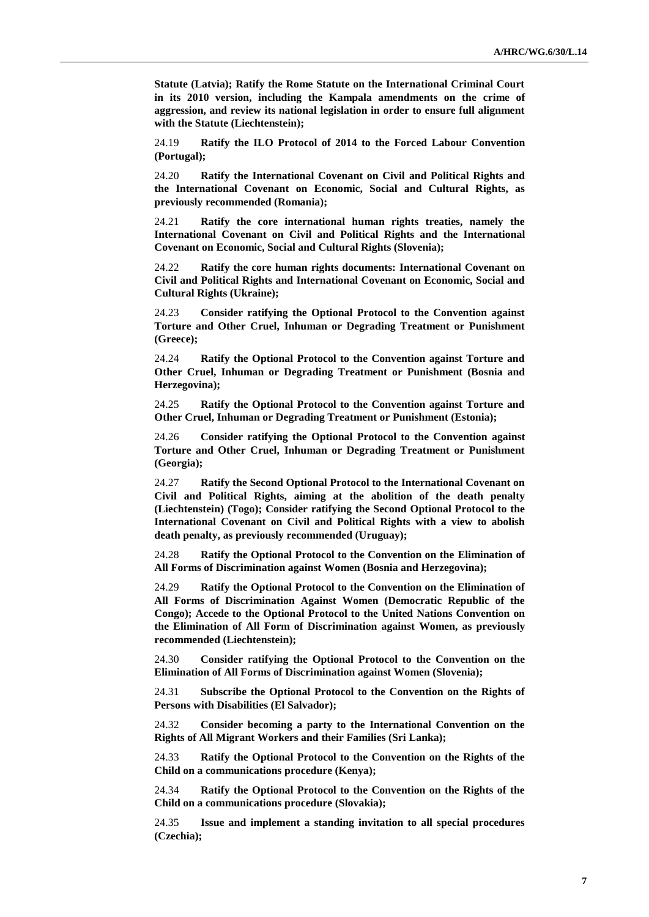**Statute (Latvia); Ratify the Rome Statute on the International Criminal Court in its 2010 version, including the Kampala amendments on the crime of aggression, and review its national legislation in order to ensure full alignment with the Statute (Liechtenstein);**

24.19 **Ratify the ILO Protocol of 2014 to the Forced Labour Convention (Portugal);**

24.20 **Ratify the International Covenant on Civil and Political Rights and the International Covenant on Economic, Social and Cultural Rights, as previously recommended (Romania);**

24.21 **Ratify the core international human rights treaties, namely the International Covenant on Civil and Political Rights and the International Covenant on Economic, Social and Cultural Rights (Slovenia);**

24.22 **Ratify the core human rights documents: International Covenant on Civil and Political Rights and International Covenant on Economic, Social and Cultural Rights (Ukraine);**

24.23 **Consider ratifying the Optional Protocol to the Convention against Torture and Other Cruel, Inhuman or Degrading Treatment or Punishment (Greece);**

24.24 **Ratify the Optional Protocol to the Convention against Torture and Other Cruel, Inhuman or Degrading Treatment or Punishment (Bosnia and Herzegovina);**

24.25 **Ratify the Optional Protocol to the Convention against Torture and Other Cruel, Inhuman or Degrading Treatment or Punishment (Estonia);**

24.26 **Consider ratifying the Optional Protocol to the Convention against Torture and Other Cruel, Inhuman or Degrading Treatment or Punishment (Georgia);**

24.27 **Ratify the Second Optional Protocol to the International Covenant on Civil and Political Rights, aiming at the abolition of the death penalty (Liechtenstein) (Togo); Consider ratifying the Second Optional Protocol to the International Covenant on Civil and Political Rights with a view to abolish death penalty, as previously recommended (Uruguay);**

24.28 **Ratify the Optional Protocol to the Convention on the Elimination of All Forms of Discrimination against Women (Bosnia and Herzegovina);**

24.29 **Ratify the Optional Protocol to the Convention on the Elimination of All Forms of Discrimination Against Women (Democratic Republic of the Congo); Accede to the Optional Protocol to the United Nations Convention on the Elimination of All Form of Discrimination against Women, as previously recommended (Liechtenstein);**

24.30 **Consider ratifying the Optional Protocol to the Convention on the Elimination of All Forms of Discrimination against Women (Slovenia);**

24.31 **Subscribe the Optional Protocol to the Convention on the Rights of Persons with Disabilities (El Salvador);**

24.32 **Consider becoming a party to the International Convention on the Rights of All Migrant Workers and their Families (Sri Lanka);**

24.33 **Ratify the Optional Protocol to the Convention on the Rights of the Child on a communications procedure (Kenya);**

24.34 **Ratify the Optional Protocol to the Convention on the Rights of the Child on a communications procedure (Slovakia);**

24.35 **Issue and implement a standing invitation to all special procedures (Czechia);**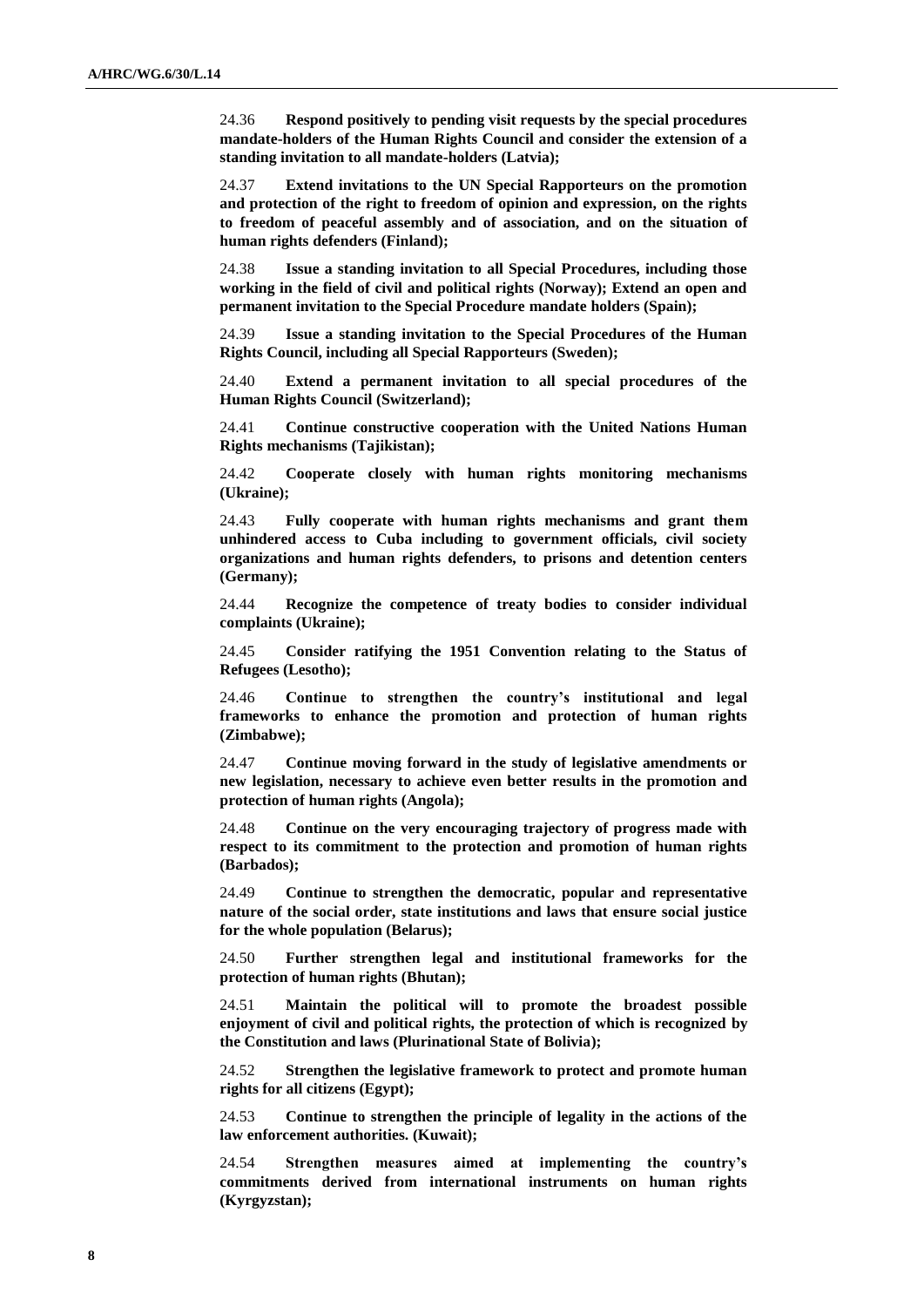24.36 **Respond positively to pending visit requests by the special procedures mandate-holders of the Human Rights Council and consider the extension of a standing invitation to all mandate-holders (Latvia);**

24.37 **Extend invitations to the UN Special Rapporteurs on the promotion and protection of the right to freedom of opinion and expression, on the rights to freedom of peaceful assembly and of association, and on the situation of human rights defenders (Finland);**

24.38 **Issue a standing invitation to all Special Procedures, including those working in the field of civil and political rights (Norway); Extend an open and permanent invitation to the Special Procedure mandate holders (Spain);**

24.39 **Issue a standing invitation to the Special Procedures of the Human Rights Council, including all Special Rapporteurs (Sweden);**

24.40 **Extend a permanent invitation to all special procedures of the Human Rights Council (Switzerland);**

24.41 **Continue constructive cooperation with the United Nations Human Rights mechanisms (Tajikistan);**

24.42 **Cooperate closely with human rights monitoring mechanisms (Ukraine);**

24.43 **Fully cooperate with human rights mechanisms and grant them unhindered access to Cuba including to government officials, civil society organizations and human rights defenders, to prisons and detention centers (Germany);**

24.44 **Recognize the competence of treaty bodies to consider individual complaints (Ukraine);**

24.45 **Consider ratifying the 1951 Convention relating to the Status of Refugees (Lesotho);**

24.46 **Continue to strengthen the country's institutional and legal frameworks to enhance the promotion and protection of human rights (Zimbabwe);**

24.47 **Continue moving forward in the study of legislative amendments or new legislation, necessary to achieve even better results in the promotion and protection of human rights (Angola);**

24.48 **Continue on the very encouraging trajectory of progress made with respect to its commitment to the protection and promotion of human rights (Barbados);**

24.49 **Continue to strengthen the democratic, popular and representative nature of the social order, state institutions and laws that ensure social justice for the whole population (Belarus);**

24.50 **Further strengthen legal and institutional frameworks for the protection of human rights (Bhutan);**

24.51 **Maintain the political will to promote the broadest possible enjoyment of civil and political rights, the protection of which is recognized by the Constitution and laws (Plurinational State of Bolivia);**

24.52 **Strengthen the legislative framework to protect and promote human rights for all citizens (Egypt);**

24.53 **Continue to strengthen the principle of legality in the actions of the law enforcement authorities. (Kuwait);**

24.54 **Strengthen measures aimed at implementing the country's commitments derived from international instruments on human rights (Kyrgyzstan);**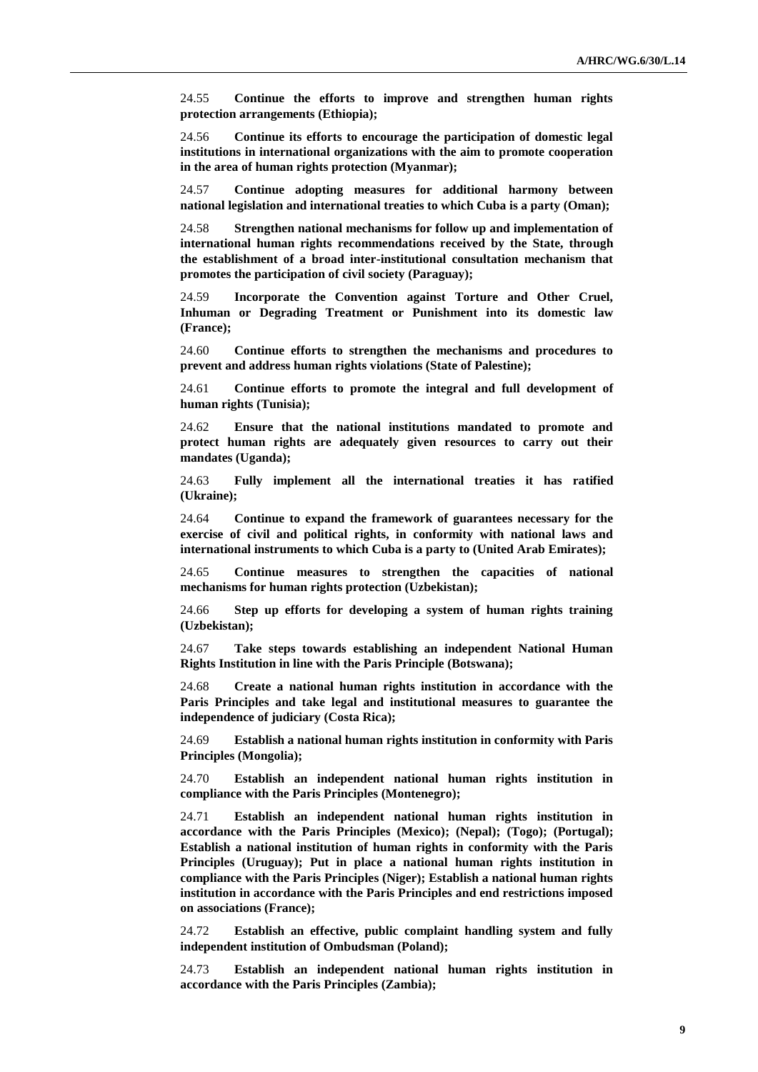24.55 **Continue the efforts to improve and strengthen human rights protection arrangements (Ethiopia);**

24.56 **Continue its efforts to encourage the participation of domestic legal institutions in international organizations with the aim to promote cooperation in the area of human rights protection (Myanmar);**

24.57 **Continue adopting measures for additional harmony between national legislation and international treaties to which Cuba is a party (Oman);**

24.58 **Strengthen national mechanisms for follow up and implementation of international human rights recommendations received by the State, through the establishment of a broad inter-institutional consultation mechanism that promotes the participation of civil society (Paraguay);**

24.59 **Incorporate the Convention against Torture and Other Cruel, Inhuman or Degrading Treatment or Punishment into its domestic law (France);**

24.60 **Continue efforts to strengthen the mechanisms and procedures to prevent and address human rights violations (State of Palestine);**

24.61 **Continue efforts to promote the integral and full development of human rights (Tunisia);**

24.62 **Ensure that the national institutions mandated to promote and protect human rights are adequately given resources to carry out their mandates (Uganda);**

24.63 **Fully implement all the international treaties it has ratified (Ukraine);**

24.64 **Continue to expand the framework of guarantees necessary for the exercise of civil and political rights, in conformity with national laws and international instruments to which Cuba is a party to (United Arab Emirates);**

24.65 **Continue measures to strengthen the capacities of national mechanisms for human rights protection (Uzbekistan);**

24.66 **Step up efforts for developing a system of human rights training (Uzbekistan);**

24.67 **Take steps towards establishing an independent National Human Rights Institution in line with the Paris Principle (Botswana);**

24.68 **Create a national human rights institution in accordance with the Paris Principles and take legal and institutional measures to guarantee the independence of judiciary (Costa Rica);**

24.69 **Establish a national human rights institution in conformity with Paris Principles (Mongolia);**

24.70 **Establish an independent national human rights institution in compliance with the Paris Principles (Montenegro);**

24.71 **Establish an independent national human rights institution in accordance with the Paris Principles (Mexico); (Nepal); (Togo); (Portugal); Establish a national institution of human rights in conformity with the Paris Principles (Uruguay); Put in place a national human rights institution in compliance with the Paris Principles (Niger); Establish a national human rights institution in accordance with the Paris Principles and end restrictions imposed on associations (France);**

24.72 **Establish an effective, public complaint handling system and fully independent institution of Ombudsman (Poland);**

24.73 **Establish an independent national human rights institution in accordance with the Paris Principles (Zambia);**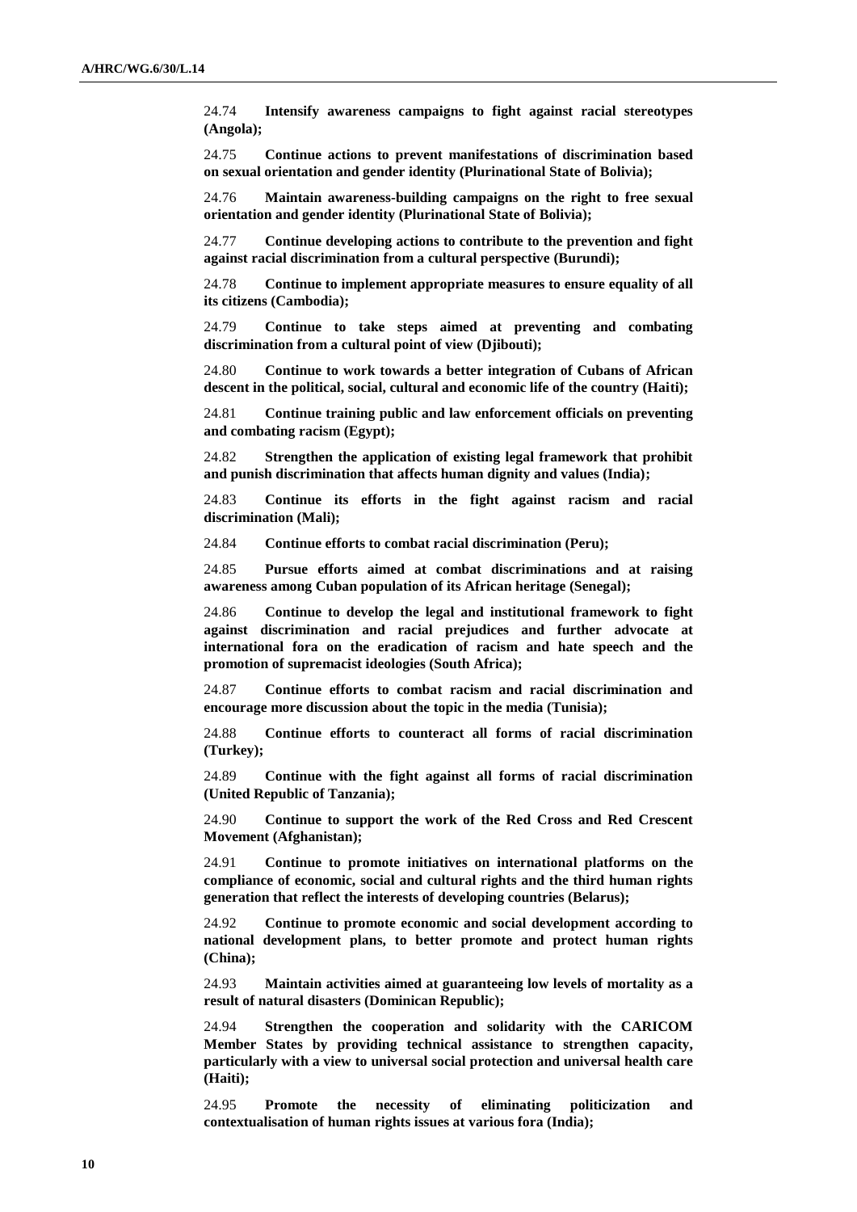24.74 **Intensify awareness campaigns to fight against racial stereotypes (Angola);**

24.75 **Continue actions to prevent manifestations of discrimination based on sexual orientation and gender identity (Plurinational State of Bolivia);**

24.76 **Maintain awareness-building campaigns on the right to free sexual orientation and gender identity (Plurinational State of Bolivia);**

24.77 **Continue developing actions to contribute to the prevention and fight against racial discrimination from a cultural perspective (Burundi);**

24.78 **Continue to implement appropriate measures to ensure equality of all its citizens (Cambodia);**

24.79 **Continue to take steps aimed at preventing and combating discrimination from a cultural point of view (Djibouti);**

24.80 **Continue to work towards a better integration of Cubans of African descent in the political, social, cultural and economic life of the country (Haiti);**

24.81 **Continue training public and law enforcement officials on preventing and combating racism (Egypt);**

24.82 **Strengthen the application of existing legal framework that prohibit and punish discrimination that affects human dignity and values (India);**

24.83 **Continue its efforts in the fight against racism and racial discrimination (Mali);**

24.84 **Continue efforts to combat racial discrimination (Peru);**

24.85 **Pursue efforts aimed at combat discriminations and at raising awareness among Cuban population of its African heritage (Senegal);**

24.86 **Continue to develop the legal and institutional framework to fight against discrimination and racial prejudices and further advocate at international fora on the eradication of racism and hate speech and the promotion of supremacist ideologies (South Africa);**

24.87 **Continue efforts to combat racism and racial discrimination and encourage more discussion about the topic in the media (Tunisia);**

24.88 **Continue efforts to counteract all forms of racial discrimination (Turkey);**

24.89 **Continue with the fight against all forms of racial discrimination (United Republic of Tanzania);**

24.90 **Continue to support the work of the Red Cross and Red Crescent Movement (Afghanistan);**

24.91 **Continue to promote initiatives on international platforms on the compliance of economic, social and cultural rights and the third human rights generation that reflect the interests of developing countries (Belarus);**

24.92 **Continue to promote economic and social development according to national development plans, to better promote and protect human rights (China);**

24.93 **Maintain activities aimed at guaranteeing low levels of mortality as a result of natural disasters (Dominican Republic);**

24.94 **Strengthen the cooperation and solidarity with the CARICOM Member States by providing technical assistance to strengthen capacity, particularly with a view to universal social protection and universal health care (Haiti);**

24.95 **Promote the necessity of eliminating politicization and contextualisation of human rights issues at various fora (India);**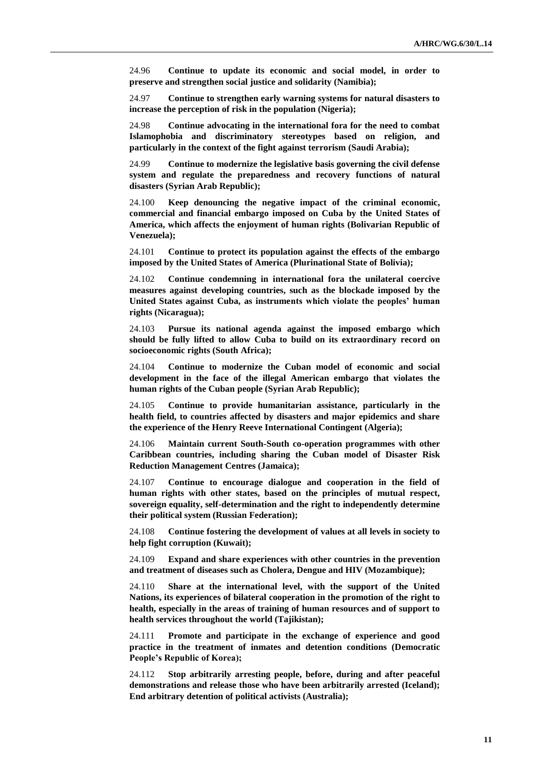24.96 **Continue to update its economic and social model, in order to preserve and strengthen social justice and solidarity (Namibia);**

24.97 **Continue to strengthen early warning systems for natural disasters to increase the perception of risk in the population (Nigeria);**

24.98 **Continue advocating in the international fora for the need to combat Islamophobia and discriminatory stereotypes based on religion, and particularly in the context of the fight against terrorism (Saudi Arabia);**

24.99 **Continue to modernize the legislative basis governing the civil defense system and regulate the preparedness and recovery functions of natural disasters (Syrian Arab Republic);**

24.100 **Keep denouncing the negative impact of the criminal economic, commercial and financial embargo imposed on Cuba by the United States of America, which affects the enjoyment of human rights (Bolivarian Republic of Venezuela);**

24.101 **Continue to protect its population against the effects of the embargo imposed by the United States of America (Plurinational State of Bolivia);**

24.102 **Continue condemning in international fora the unilateral coercive measures against developing countries, such as the blockade imposed by the United States against Cuba, as instruments which violate the peoples' human rights (Nicaragua);**

24.103 **Pursue its national agenda against the imposed embargo which should be fully lifted to allow Cuba to build on its extraordinary record on socioeconomic rights (South Africa);**

24.104 **Continue to modernize the Cuban model of economic and social development in the face of the illegal American embargo that violates the human rights of the Cuban people (Syrian Arab Republic);**

24.105 **Continue to provide humanitarian assistance, particularly in the health field, to countries affected by disasters and major epidemics and share the experience of the Henry Reeve International Contingent (Algeria);**

24.106 **Maintain current South-South co-operation programmes with other Caribbean countries, including sharing the Cuban model of Disaster Risk Reduction Management Centres (Jamaica);**

24.107 **Continue to encourage dialogue and cooperation in the field of human rights with other states, based on the principles of mutual respect, sovereign equality, self-determination and the right to independently determine their political system (Russian Federation);**

24.108 **Continue fostering the development of values at all levels in society to help fight corruption (Kuwait);**

24.109 **Expand and share experiences with other countries in the prevention and treatment of diseases such as Cholera, Dengue and HIV (Mozambique);**

24.110 **Share at the international level, with the support of the United Nations, its experiences of bilateral cooperation in the promotion of the right to health, especially in the areas of training of human resources and of support to health services throughout the world (Tajikistan);**

24.111 **Promote and participate in the exchange of experience and good practice in the treatment of inmates and detention conditions (Democratic People's Republic of Korea);**

24.112 **Stop arbitrarily arresting people, before, during and after peaceful demonstrations and release those who have been arbitrarily arrested (Iceland); End arbitrary detention of political activists (Australia);**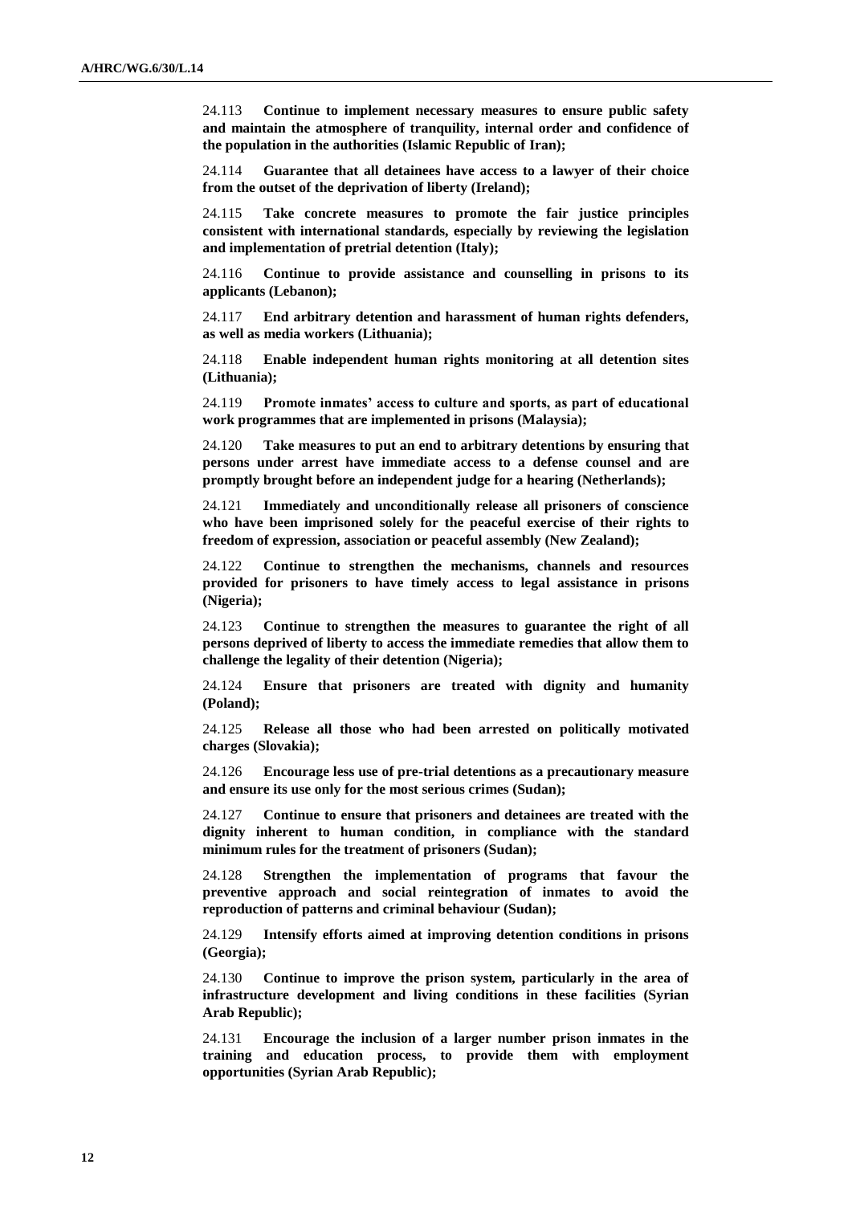24.113 **Continue to implement necessary measures to ensure public safety and maintain the atmosphere of tranquility, internal order and confidence of the population in the authorities (Islamic Republic of Iran);**

24.114 **Guarantee that all detainees have access to a lawyer of their choice from the outset of the deprivation of liberty (Ireland);**

24.115 **Take concrete measures to promote the fair justice principles consistent with international standards, especially by reviewing the legislation and implementation of pretrial detention (Italy);**

24.116 **Continue to provide assistance and counselling in prisons to its applicants (Lebanon);**

24.117 **End arbitrary detention and harassment of human rights defenders, as well as media workers (Lithuania);**

24.118 **Enable independent human rights monitoring at all detention sites (Lithuania);**

24.119 **Promote inmates' access to culture and sports, as part of educational work programmes that are implemented in prisons (Malaysia);**

24.120 **Take measures to put an end to arbitrary detentions by ensuring that persons under arrest have immediate access to a defense counsel and are promptly brought before an independent judge for a hearing (Netherlands);**

24.121 **Immediately and unconditionally release all prisoners of conscience who have been imprisoned solely for the peaceful exercise of their rights to freedom of expression, association or peaceful assembly (New Zealand);**

24.122 **Continue to strengthen the mechanisms, channels and resources provided for prisoners to have timely access to legal assistance in prisons (Nigeria);**

24.123 **Continue to strengthen the measures to guarantee the right of all persons deprived of liberty to access the immediate remedies that allow them to challenge the legality of their detention (Nigeria);**

24.124 **Ensure that prisoners are treated with dignity and humanity (Poland);**

24.125 **Release all those who had been arrested on politically motivated charges (Slovakia);**

24.126 **Encourage less use of pre-trial detentions as a precautionary measure and ensure its use only for the most serious crimes (Sudan);**

24.127 **Continue to ensure that prisoners and detainees are treated with the dignity inherent to human condition, in compliance with the standard minimum rules for the treatment of prisoners (Sudan);**

24.128 **Strengthen the implementation of programs that favour the preventive approach and social reintegration of inmates to avoid the reproduction of patterns and criminal behaviour (Sudan);**

24.129 **Intensify efforts aimed at improving detention conditions in prisons (Georgia);**

24.130 **Continue to improve the prison system, particularly in the area of infrastructure development and living conditions in these facilities (Syrian Arab Republic);**

24.131 **Encourage the inclusion of a larger number prison inmates in the training and education process, to provide them with employment opportunities (Syrian Arab Republic);**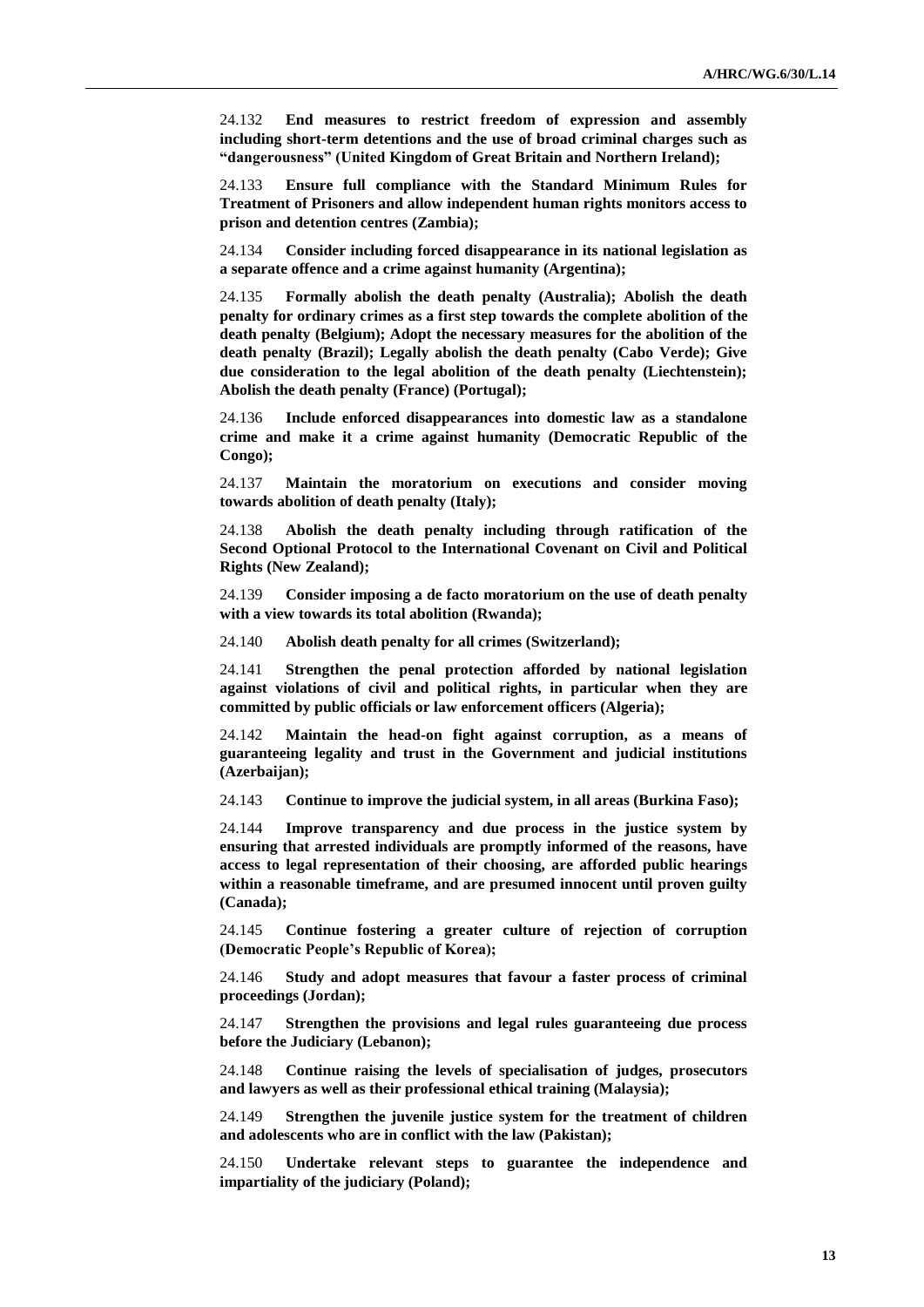24.132 **End measures to restrict freedom of expression and assembly including short-term detentions and the use of broad criminal charges such as "dangerousness" (United Kingdom of Great Britain and Northern Ireland);**

24.133 **Ensure full compliance with the Standard Minimum Rules for Treatment of Prisoners and allow independent human rights monitors access to prison and detention centres (Zambia);**

24.134 **Consider including forced disappearance in its national legislation as a separate offence and a crime against humanity (Argentina);**

24.135 **Formally abolish the death penalty (Australia); Abolish the death penalty for ordinary crimes as a first step towards the complete abolition of the death penalty (Belgium); Adopt the necessary measures for the abolition of the death penalty (Brazil); Legally abolish the death penalty (Cabo Verde); Give due consideration to the legal abolition of the death penalty (Liechtenstein); Abolish the death penalty (France) (Portugal);**

24.136 **Include enforced disappearances into domestic law as a standalone crime and make it a crime against humanity (Democratic Republic of the Congo);**

24.137 **Maintain the moratorium on executions and consider moving towards abolition of death penalty (Italy);**

24.138 **Abolish the death penalty including through ratification of the Second Optional Protocol to the International Covenant on Civil and Political Rights (New Zealand);**

24.139 **Consider imposing a de facto moratorium on the use of death penalty with a view towards its total abolition (Rwanda);**

24.140 **Abolish death penalty for all crimes (Switzerland);**

24.141 **Strengthen the penal protection afforded by national legislation against violations of civil and political rights, in particular when they are committed by public officials or law enforcement officers (Algeria);**

24.142 **Maintain the head-on fight against corruption, as a means of guaranteeing legality and trust in the Government and judicial institutions (Azerbaijan);**

24.143 **Continue to improve the judicial system, in all areas (Burkina Faso);**

24.144 **Improve transparency and due process in the justice system by ensuring that arrested individuals are promptly informed of the reasons, have access to legal representation of their choosing, are afforded public hearings within a reasonable timeframe, and are presumed innocent until proven guilty (Canada);**

24.145 **Continue fostering a greater culture of rejection of corruption (Democratic People's Republic of Korea);**

24.146 **Study and adopt measures that favour a faster process of criminal proceedings (Jordan);**

24.147 **Strengthen the provisions and legal rules guaranteeing due process before the Judiciary (Lebanon);**

24.148 **Continue raising the levels of specialisation of judges, prosecutors and lawyers as well as their professional ethical training (Malaysia);**

24.149 **Strengthen the juvenile justice system for the treatment of children and adolescents who are in conflict with the law (Pakistan);**

24.150 **Undertake relevant steps to guarantee the independence and impartiality of the judiciary (Poland);**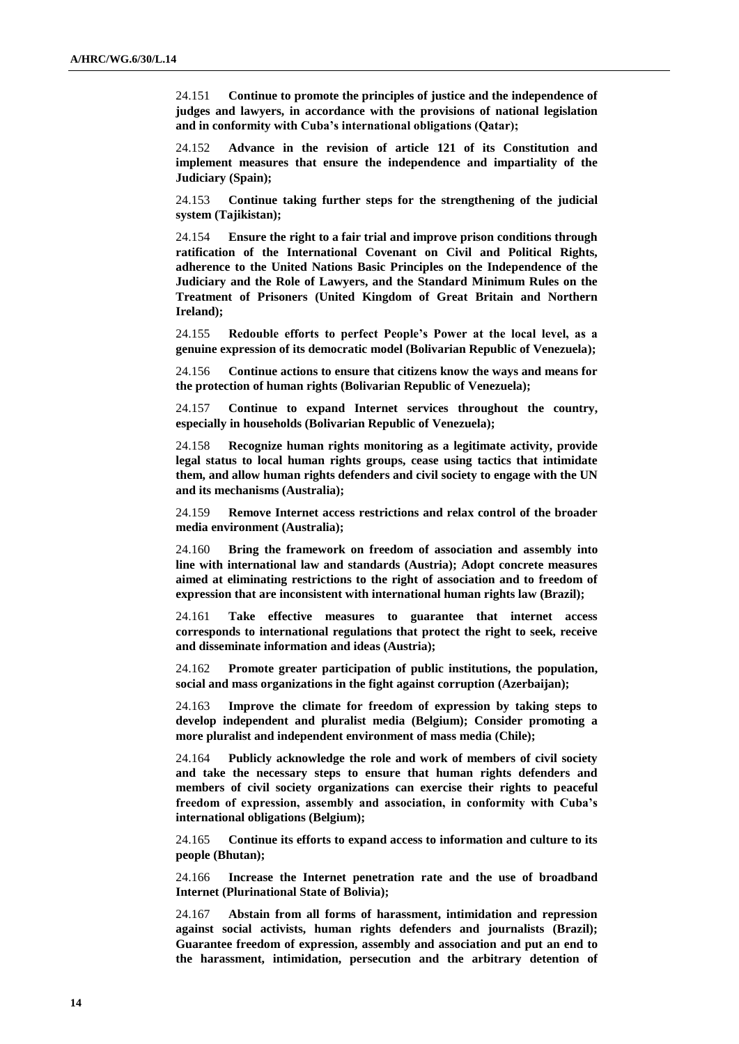24.151 **Continue to promote the principles of justice and the independence of judges and lawyers, in accordance with the provisions of national legislation and in conformity with Cuba's international obligations (Qatar);**

24.152 **Advance in the revision of article 121 of its Constitution and implement measures that ensure the independence and impartiality of the Judiciary (Spain);**

24.153 **Continue taking further steps for the strengthening of the judicial system (Tajikistan);**

24.154 **Ensure the right to a fair trial and improve prison conditions through ratification of the International Covenant on Civil and Political Rights, adherence to the United Nations Basic Principles on the Independence of the Judiciary and the Role of Lawyers, and the Standard Minimum Rules on the Treatment of Prisoners (United Kingdom of Great Britain and Northern Ireland);**

24.155 **Redouble efforts to perfect People's Power at the local level, as a genuine expression of its democratic model (Bolivarian Republic of Venezuela);**

24.156 **Continue actions to ensure that citizens know the ways and means for the protection of human rights (Bolivarian Republic of Venezuela);**

24.157 **Continue to expand Internet services throughout the country, especially in households (Bolivarian Republic of Venezuela);**

24.158 **Recognize human rights monitoring as a legitimate activity, provide legal status to local human rights groups, cease using tactics that intimidate them, and allow human rights defenders and civil society to engage with the UN and its mechanisms (Australia);**

24.159 **Remove Internet access restrictions and relax control of the broader media environment (Australia);**

24.160 **Bring the framework on freedom of association and assembly into line with international law and standards (Austria); Adopt concrete measures aimed at eliminating restrictions to the right of association and to freedom of expression that are inconsistent with international human rights law (Brazil);**

24.161 **Take effective measures to guarantee that internet access corresponds to international regulations that protect the right to seek, receive and disseminate information and ideas (Austria);**

24.162 **Promote greater participation of public institutions, the population, social and mass organizations in the fight against corruption (Azerbaijan);**

24.163 **Improve the climate for freedom of expression by taking steps to develop independent and pluralist media (Belgium); Consider promoting a more pluralist and independent environment of mass media (Chile);**

24.164 **Publicly acknowledge the role and work of members of civil society and take the necessary steps to ensure that human rights defenders and members of civil society organizations can exercise their rights to peaceful freedom of expression, assembly and association, in conformity with Cuba's international obligations (Belgium);**

24.165 **Continue its efforts to expand access to information and culture to its people (Bhutan);**

24.166 **Increase the Internet penetration rate and the use of broadband Internet (Plurinational State of Bolivia);**

24.167 **Abstain from all forms of harassment, intimidation and repression against social activists, human rights defenders and journalists (Brazil); Guarantee freedom of expression, assembly and association and put an end to the harassment, intimidation, persecution and the arbitrary detention of**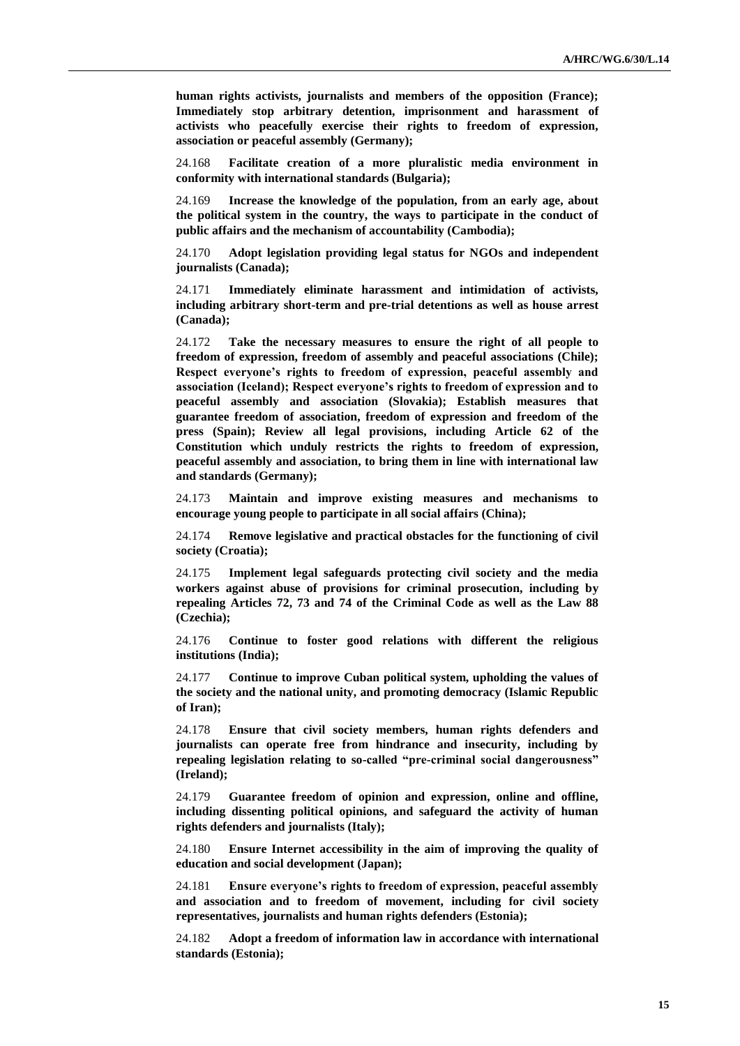**human rights activists, journalists and members of the opposition (France); Immediately stop arbitrary detention, imprisonment and harassment of activists who peacefully exercise their rights to freedom of expression, association or peaceful assembly (Germany);**

24.168 **Facilitate creation of a more pluralistic media environment in conformity with international standards (Bulgaria);**

24.169 **Increase the knowledge of the population, from an early age, about the political system in the country, the ways to participate in the conduct of public affairs and the mechanism of accountability (Cambodia);**

24.170 **Adopt legislation providing legal status for NGOs and independent journalists (Canada);**

24.171 **Immediately eliminate harassment and intimidation of activists, including arbitrary short-term and pre-trial detentions as well as house arrest (Canada);**

24.172 **Take the necessary measures to ensure the right of all people to freedom of expression, freedom of assembly and peaceful associations (Chile); Respect everyone's rights to freedom of expression, peaceful assembly and association (Iceland); Respect everyone's rights to freedom of expression and to peaceful assembly and association (Slovakia); Establish measures that guarantee freedom of association, freedom of expression and freedom of the press (Spain); Review all legal provisions, including Article 62 of the Constitution which unduly restricts the rights to freedom of expression, peaceful assembly and association, to bring them in line with international law and standards (Germany);**

24.173 **Maintain and improve existing measures and mechanisms to encourage young people to participate in all social affairs (China);**

24.174 **Remove legislative and practical obstacles for the functioning of civil society (Croatia);**

24.175 **Implement legal safeguards protecting civil society and the media workers against abuse of provisions for criminal prosecution, including by repealing Articles 72, 73 and 74 of the Criminal Code as well as the Law 88 (Czechia);**

24.176 **Continue to foster good relations with different the religious institutions (India);**

24.177 **Continue to improve Cuban political system, upholding the values of the society and the national unity, and promoting democracy (Islamic Republic of Iran);**

24.178 **Ensure that civil society members, human rights defenders and journalists can operate free from hindrance and insecurity, including by repealing legislation relating to so-called "pre-criminal social dangerousness" (Ireland);**

24.179 **Guarantee freedom of opinion and expression, online and offline, including dissenting political opinions, and safeguard the activity of human rights defenders and journalists (Italy);**

24.180 **Ensure Internet accessibility in the aim of improving the quality of education and social development (Japan);**

24.181 **Ensure everyone's rights to freedom of expression, peaceful assembly and association and to freedom of movement, including for civil society representatives, journalists and human rights defenders (Estonia);**

24.182 **Adopt a freedom of information law in accordance with international standards (Estonia);**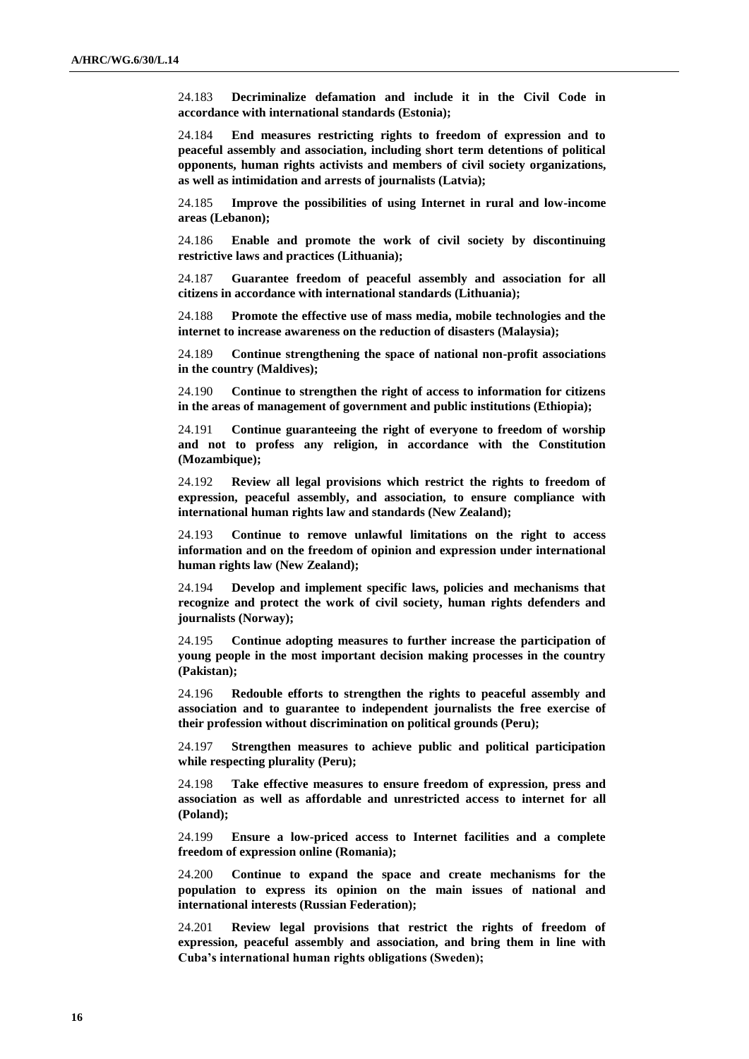24.183 **Decriminalize defamation and include it in the Civil Code in accordance with international standards (Estonia);**

24.184 **End measures restricting rights to freedom of expression and to peaceful assembly and association, including short term detentions of political opponents, human rights activists and members of civil society organizations, as well as intimidation and arrests of journalists (Latvia);**

24.185 **Improve the possibilities of using Internet in rural and low-income areas (Lebanon);**

24.186 **Enable and promote the work of civil society by discontinuing restrictive laws and practices (Lithuania);**

24.187 **Guarantee freedom of peaceful assembly and association for all citizens in accordance with international standards (Lithuania);**

24.188 **Promote the effective use of mass media, mobile technologies and the internet to increase awareness on the reduction of disasters (Malaysia);**

24.189 **Continue strengthening the space of national non-profit associations in the country (Maldives);**

24.190 **Continue to strengthen the right of access to information for citizens in the areas of management of government and public institutions (Ethiopia);**

24.191 **Continue guaranteeing the right of everyone to freedom of worship and not to profess any religion, in accordance with the Constitution (Mozambique);**

24.192 **Review all legal provisions which restrict the rights to freedom of expression, peaceful assembly, and association, to ensure compliance with international human rights law and standards (New Zealand);**

24.193 **Continue to remove unlawful limitations on the right to access information and on the freedom of opinion and expression under international human rights law (New Zealand);**

24.194 **Develop and implement specific laws, policies and mechanisms that recognize and protect the work of civil society, human rights defenders and journalists (Norway);**

24.195 **Continue adopting measures to further increase the participation of young people in the most important decision making processes in the country (Pakistan);**

24.196 **Redouble efforts to strengthen the rights to peaceful assembly and association and to guarantee to independent journalists the free exercise of their profession without discrimination on political grounds (Peru);**

24.197 **Strengthen measures to achieve public and political participation while respecting plurality (Peru);**

24.198 **Take effective measures to ensure freedom of expression, press and association as well as affordable and unrestricted access to internet for all (Poland);**

24.199 **Ensure a low-priced access to Internet facilities and a complete freedom of expression online (Romania);**

24.200 **Continue to expand the space and create mechanisms for the population to express its opinion on the main issues of national and international interests (Russian Federation);**

24.201 **Review legal provisions that restrict the rights of freedom of expression, peaceful assembly and association, and bring them in line with Cuba's international human rights obligations (Sweden);**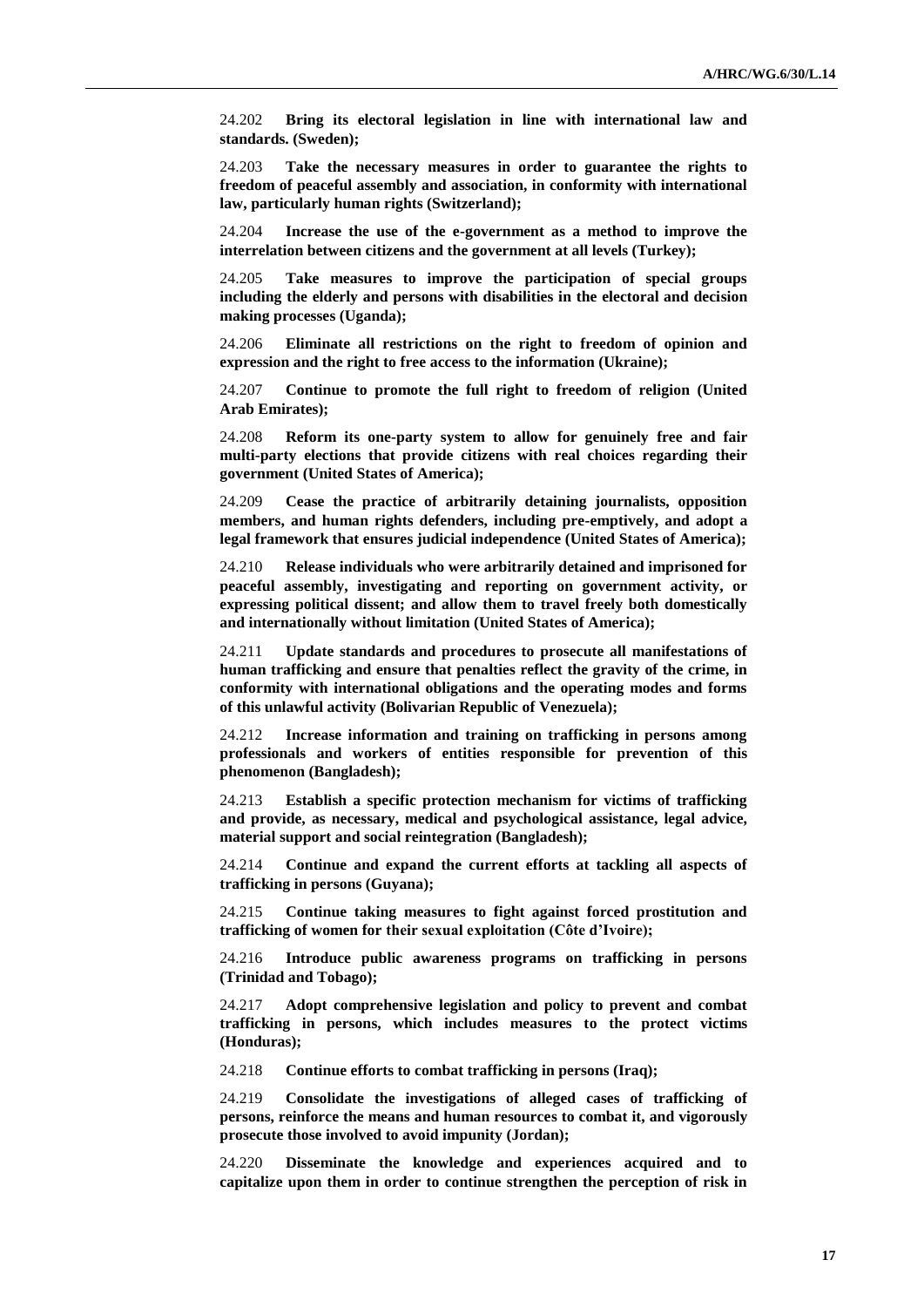24.202 **Bring its electoral legislation in line with international law and standards. (Sweden);**

24.203 **Take the necessary measures in order to guarantee the rights to freedom of peaceful assembly and association, in conformity with international law, particularly human rights (Switzerland);**

24.204 **Increase the use of the e-government as a method to improve the interrelation between citizens and the government at all levels (Turkey);**

24.205 **Take measures to improve the participation of special groups including the elderly and persons with disabilities in the electoral and decision making processes (Uganda);**

24.206 **Eliminate all restrictions on the right to freedom of opinion and expression and the right to free access to the information (Ukraine);**

24.207 **Continue to promote the full right to freedom of religion (United Arab Emirates);**

24.208 **Reform its one-party system to allow for genuinely free and fair multi-party elections that provide citizens with real choices regarding their government (United States of America);**

24.209 **Cease the practice of arbitrarily detaining journalists, opposition members, and human rights defenders, including pre-emptively, and adopt a legal framework that ensures judicial independence (United States of America);**

24.210 **Release individuals who were arbitrarily detained and imprisoned for peaceful assembly, investigating and reporting on government activity, or expressing political dissent; and allow them to travel freely both domestically and internationally without limitation (United States of America);**

24.211 **Update standards and procedures to prosecute all manifestations of human trafficking and ensure that penalties reflect the gravity of the crime, in conformity with international obligations and the operating modes and forms of this unlawful activity (Bolivarian Republic of Venezuela);**

24.212 **Increase information and training on trafficking in persons among professionals and workers of entities responsible for prevention of this phenomenon (Bangladesh);**

24.213 **Establish a specific protection mechanism for victims of trafficking and provide, as necessary, medical and psychological assistance, legal advice, material support and social reintegration (Bangladesh);**

24.214 **Continue and expand the current efforts at tackling all aspects of trafficking in persons (Guyana);**

24.215 **Continue taking measures to fight against forced prostitution and trafficking of women for their sexual exploitation (Côte d'Ivoire);**

24.216 **Introduce public awareness programs on trafficking in persons (Trinidad and Tobago);**

24.217 **Adopt comprehensive legislation and policy to prevent and combat trafficking in persons, which includes measures to the protect victims (Honduras);**

24.218 **Continue efforts to combat trafficking in persons (Iraq);**

24.219 **Consolidate the investigations of alleged cases of trafficking of persons, reinforce the means and human resources to combat it, and vigorously prosecute those involved to avoid impunity (Jordan);**

24.220 **Disseminate the knowledge and experiences acquired and to capitalize upon them in order to continue strengthen the perception of risk in**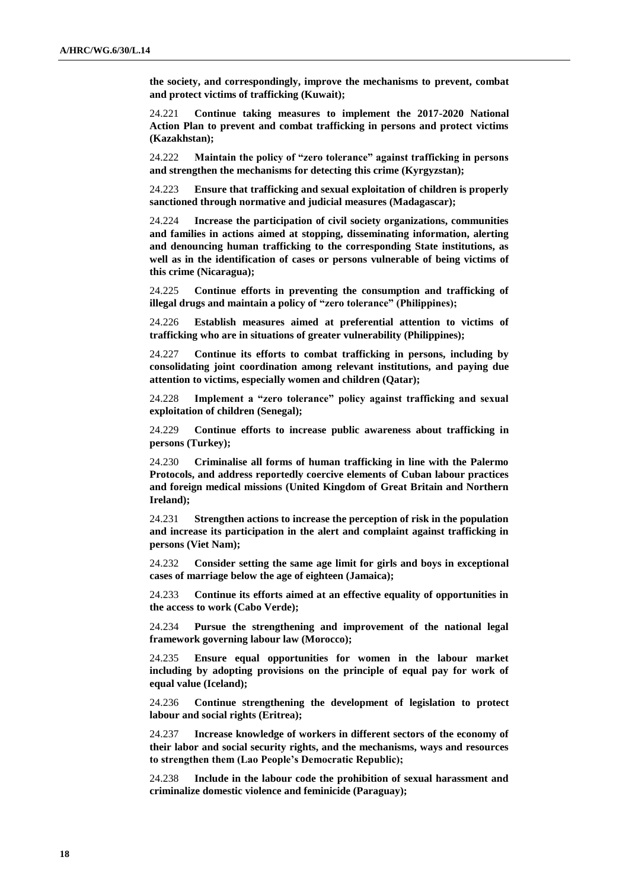**the society, and correspondingly, improve the mechanisms to prevent, combat and protect victims of trafficking (Kuwait);**

24.221 **Continue taking measures to implement the 2017-2020 National Action Plan to prevent and combat trafficking in persons and protect victims (Kazakhstan);**

24.222 **Maintain the policy of "zero tolerance" against trafficking in persons and strengthen the mechanisms for detecting this crime (Kyrgyzstan);**

24.223 **Ensure that trafficking and sexual exploitation of children is properly sanctioned through normative and judicial measures (Madagascar);**

24.224 **Increase the participation of civil society organizations, communities and families in actions aimed at stopping, disseminating information, alerting and denouncing human trafficking to the corresponding State institutions, as well as in the identification of cases or persons vulnerable of being victims of this crime (Nicaragua);**

24.225 **Continue efforts in preventing the consumption and trafficking of illegal drugs and maintain a policy of "zero tolerance" (Philippines);**

24.226 **Establish measures aimed at preferential attention to victims of trafficking who are in situations of greater vulnerability (Philippines);**

24.227 **Continue its efforts to combat trafficking in persons, including by consolidating joint coordination among relevant institutions, and paying due attention to victims, especially women and children (Qatar);**

24.228 **Implement a "zero tolerance" policy against trafficking and sexual exploitation of children (Senegal);**

24.229 **Continue efforts to increase public awareness about trafficking in persons (Turkey);**

24.230 **Criminalise all forms of human trafficking in line with the Palermo Protocols, and address reportedly coercive elements of Cuban labour practices and foreign medical missions (United Kingdom of Great Britain and Northern Ireland);**

24.231 **Strengthen actions to increase the perception of risk in the population and increase its participation in the alert and complaint against trafficking in persons (Viet Nam);**

24.232 **Consider setting the same age limit for girls and boys in exceptional cases of marriage below the age of eighteen (Jamaica);**

24.233 **Continue its efforts aimed at an effective equality of opportunities in the access to work (Cabo Verde);**

24.234 **Pursue the strengthening and improvement of the national legal framework governing labour law (Morocco);**

24.235 **Ensure equal opportunities for women in the labour market including by adopting provisions on the principle of equal pay for work of equal value (Iceland);**

24.236 **Continue strengthening the development of legislation to protect labour and social rights (Eritrea);**

24.237 **Increase knowledge of workers in different sectors of the economy of their labor and social security rights, and the mechanisms, ways and resources to strengthen them (Lao People's Democratic Republic);**

24.238 **Include in the labour code the prohibition of sexual harassment and criminalize domestic violence and feminicide (Paraguay);**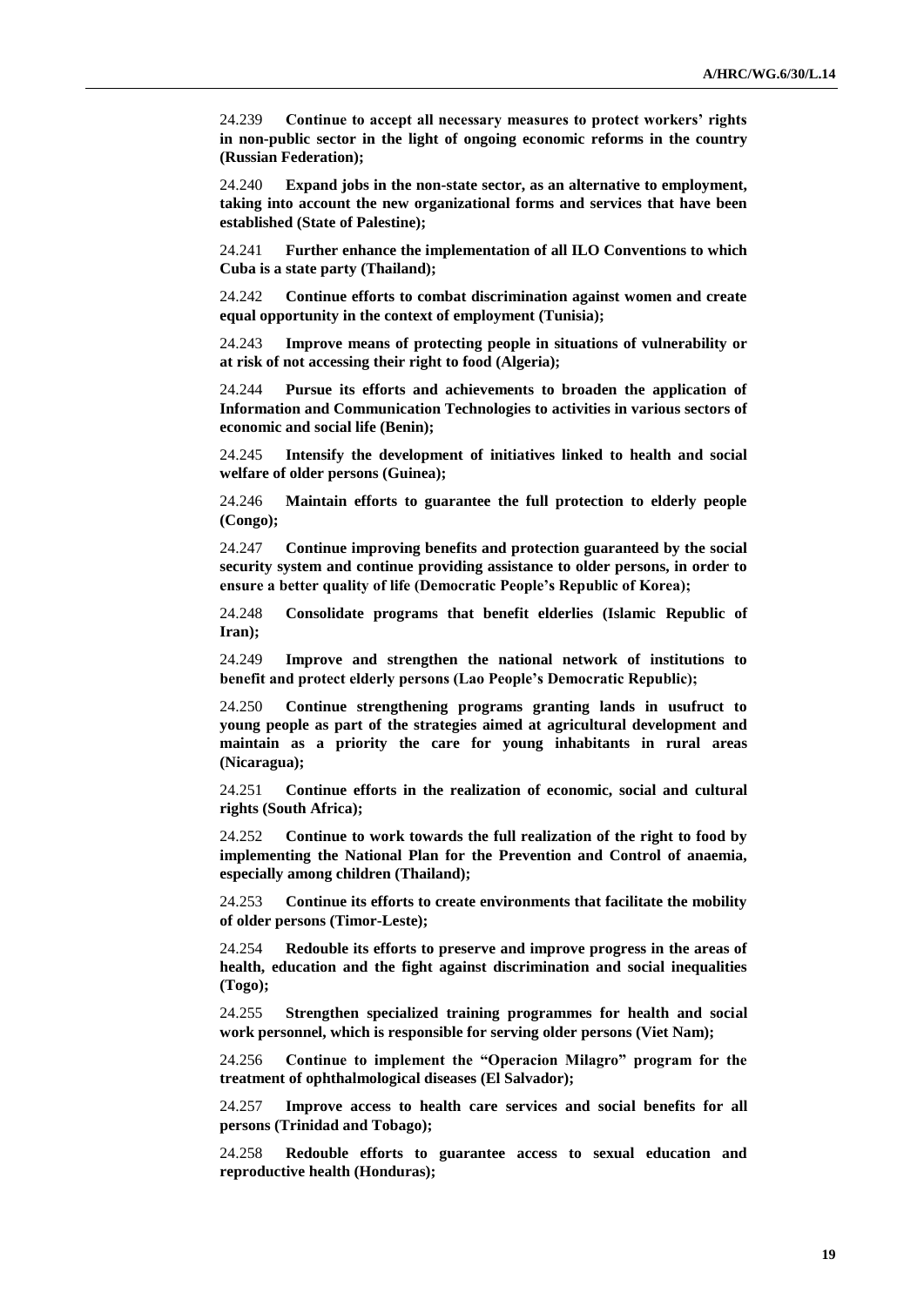24.239 **Continue to accept all necessary measures to protect workers' rights in non-public sector in the light of ongoing economic reforms in the country (Russian Federation);**

24.240 **Expand jobs in the non-state sector, as an alternative to employment, taking into account the new organizational forms and services that have been established (State of Palestine);**

24.241 **Further enhance the implementation of all ILO Conventions to which Cuba is a state party (Thailand);**

24.242 **Continue efforts to combat discrimination against women and create equal opportunity in the context of employment (Tunisia);**

24.243 **Improve means of protecting people in situations of vulnerability or at risk of not accessing their right to food (Algeria);**

24.244 **Pursue its efforts and achievements to broaden the application of Information and Communication Technologies to activities in various sectors of economic and social life (Benin);**

24.245 **Intensify the development of initiatives linked to health and social welfare of older persons (Guinea);**

24.246 **Maintain efforts to guarantee the full protection to elderly people (Congo);**

24.247 **Continue improving benefits and protection guaranteed by the social security system and continue providing assistance to older persons, in order to ensure a better quality of life (Democratic People's Republic of Korea);**

24.248 **Consolidate programs that benefit elderlies (Islamic Republic of Iran);**

24.249 **Improve and strengthen the national network of institutions to benefit and protect elderly persons (Lao People's Democratic Republic);**

24.250 **Continue strengthening programs granting lands in usufruct to young people as part of the strategies aimed at agricultural development and maintain as a priority the care for young inhabitants in rural areas (Nicaragua);**

24.251 **Continue efforts in the realization of economic, social and cultural rights (South Africa);**

24.252 **Continue to work towards the full realization of the right to food by implementing the National Plan for the Prevention and Control of anaemia, especially among children (Thailand);**

24.253 **Continue its efforts to create environments that facilitate the mobility of older persons (Timor-Leste);**

24.254 **Redouble its efforts to preserve and improve progress in the areas of health, education and the fight against discrimination and social inequalities (Togo);**

24.255 **Strengthen specialized training programmes for health and social work personnel, which is responsible for serving older persons (Viet Nam);**

24.256 **Continue to implement the "Operacion Milagro" program for the treatment of ophthalmological diseases (El Salvador);**

24.257 **Improve access to health care services and social benefits for all persons (Trinidad and Tobago);**

24.258 **Redouble efforts to guarantee access to sexual education and reproductive health (Honduras);**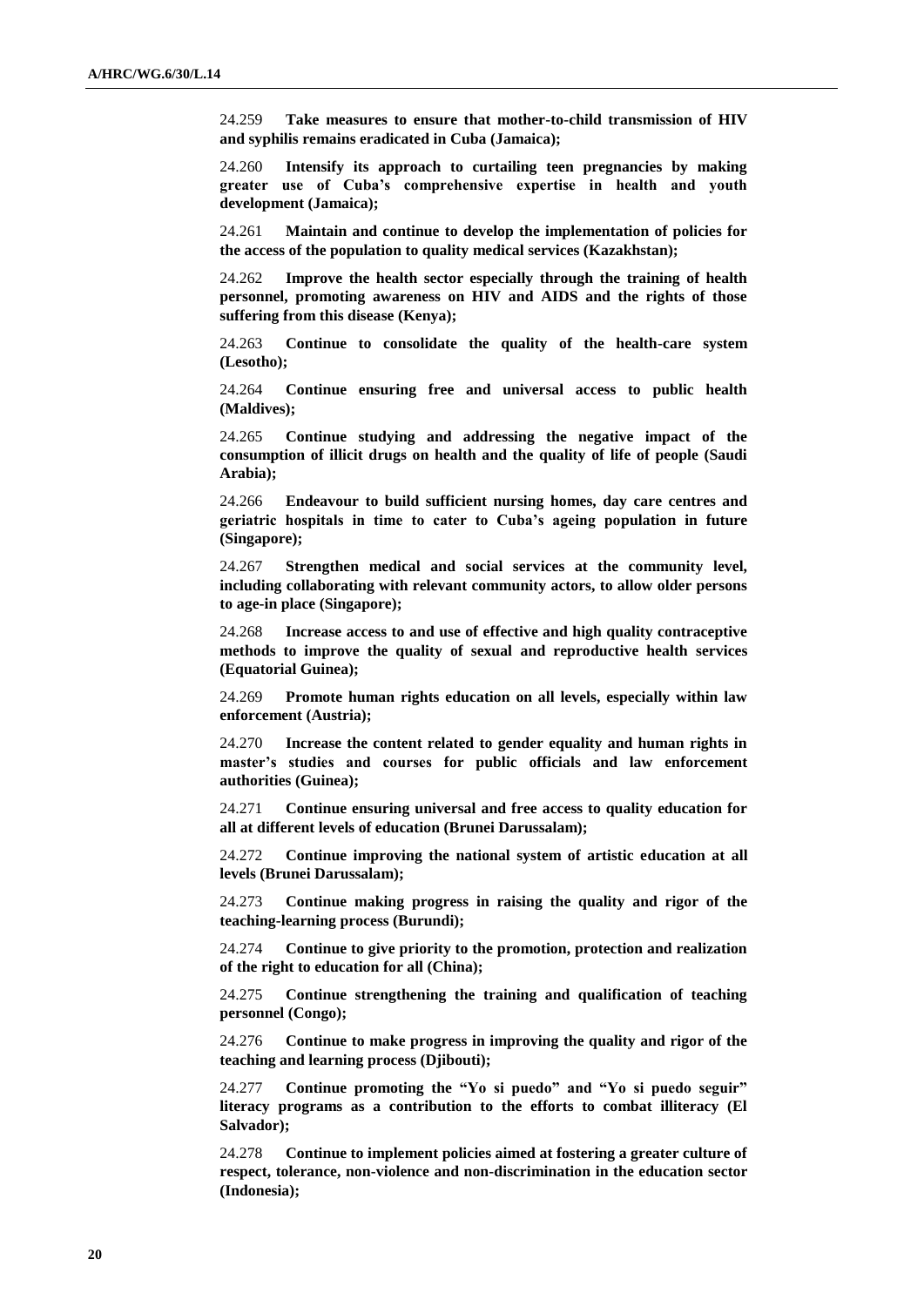24.259 **Take measures to ensure that mother-to-child transmission of HIV and syphilis remains eradicated in Cuba (Jamaica);**

24.260 **Intensify its approach to curtailing teen pregnancies by making greater use of Cuba's comprehensive expertise in health and youth development (Jamaica);**

24.261 **Maintain and continue to develop the implementation of policies for the access of the population to quality medical services (Kazakhstan);**

24.262 **Improve the health sector especially through the training of health personnel, promoting awareness on HIV and AIDS and the rights of those suffering from this disease (Kenya);**

24.263 **Continue to consolidate the quality of the health-care system (Lesotho);**

24.264 **Continue ensuring free and universal access to public health (Maldives);**

24.265 **Continue studying and addressing the negative impact of the consumption of illicit drugs on health and the quality of life of people (Saudi Arabia);**

24.266 **Endeavour to build sufficient nursing homes, day care centres and geriatric hospitals in time to cater to Cuba's ageing population in future (Singapore);**

24.267 **Strengthen medical and social services at the community level, including collaborating with relevant community actors, to allow older persons to age-in place (Singapore);**

24.268 **Increase access to and use of effective and high quality contraceptive methods to improve the quality of sexual and reproductive health services (Equatorial Guinea);**

24.269 **Promote human rights education on all levels, especially within law enforcement (Austria);**

24.270 **Increase the content related to gender equality and human rights in master's studies and courses for public officials and law enforcement authorities (Guinea);**

24.271 **Continue ensuring universal and free access to quality education for all at different levels of education (Brunei Darussalam);**

24.272 **Continue improving the national system of artistic education at all levels (Brunei Darussalam);**

24.273 **Continue making progress in raising the quality and rigor of the teaching-learning process (Burundi);**

24.274 **Continue to give priority to the promotion, protection and realization of the right to education for all (China);**

24.275 **Continue strengthening the training and qualification of teaching personnel (Congo);**

24.276 **Continue to make progress in improving the quality and rigor of the teaching and learning process (Djibouti);**

24.277 **Continue promoting the "Yo si puedo" and "Yo si puedo seguir" literacy programs as a contribution to the efforts to combat illiteracy (El Salvador);**

24.278 **Continue to implement policies aimed at fostering a greater culture of respect, tolerance, non-violence and non-discrimination in the education sector (Indonesia);**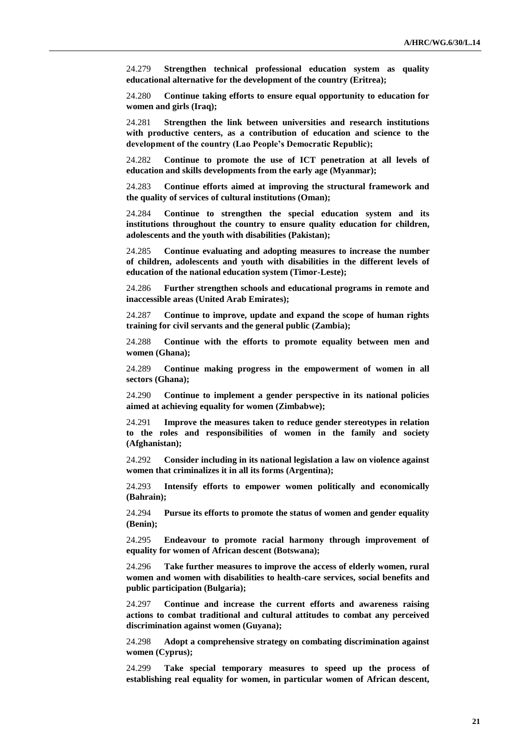24.279 **Strengthen technical professional education system as quality educational alternative for the development of the country (Eritrea);**

24.280 **Continue taking efforts to ensure equal opportunity to education for women and girls (Iraq);**

24.281 **Strengthen the link between universities and research institutions with productive centers, as a contribution of education and science to the development of the country (Lao People's Democratic Republic);**

24.282 **Continue to promote the use of ICT penetration at all levels of education and skills developments from the early age (Myanmar);**

24.283 **Continue efforts aimed at improving the structural framework and the quality of services of cultural institutions (Oman);**

24.284 **Continue to strengthen the special education system and its institutions throughout the country to ensure quality education for children, adolescents and the youth with disabilities (Pakistan);**

24.285 **Continue evaluating and adopting measures to increase the number of children, adolescents and youth with disabilities in the different levels of education of the national education system (Timor-Leste);**

24.286 **Further strengthen schools and educational programs in remote and inaccessible areas (United Arab Emirates);**

24.287 **Continue to improve, update and expand the scope of human rights training for civil servants and the general public (Zambia);**

24.288 **Continue with the efforts to promote equality between men and women (Ghana);**

24.289 **Continue making progress in the empowerment of women in all sectors (Ghana);**

24.290 **Continue to implement a gender perspective in its national policies aimed at achieving equality for women (Zimbabwe);**

24.291 **Improve the measures taken to reduce gender stereotypes in relation to the roles and responsibilities of women in the family and society (Afghanistan);**

24.292 **Consider including in its national legislation a law on violence against women that criminalizes it in all its forms (Argentina);**

24.293 **Intensify efforts to empower women politically and economically (Bahrain);**

24.294 **Pursue its efforts to promote the status of women and gender equality (Benin);**

24.295 **Endeavour to promote racial harmony through improvement of equality for women of African descent (Botswana);**

24.296 **Take further measures to improve the access of elderly women, rural women and women with disabilities to health-care services, social benefits and public participation (Bulgaria);**

24.297 **Continue and increase the current efforts and awareness raising actions to combat traditional and cultural attitudes to combat any perceived discrimination against women (Guyana);**

24.298 **Adopt a comprehensive strategy on combating discrimination against women (Cyprus);**

24.299 **Take special temporary measures to speed up the process of establishing real equality for women, in particular women of African descent,**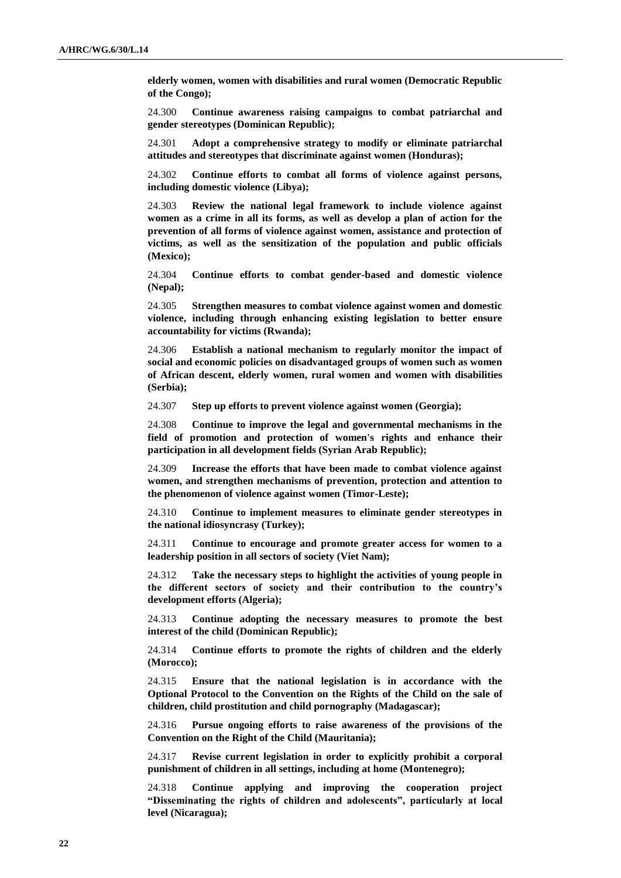**elderly women, women with disabilities and rural women (Democratic Republic of the Congo);**

24.300 **Continue awareness raising campaigns to combat patriarchal and gender stereotypes (Dominican Republic);**

24.301 **Adopt a comprehensive strategy to modify or eliminate patriarchal attitudes and stereotypes that discriminate against women (Honduras);**

24.302 **Continue efforts to combat all forms of violence against persons, including domestic violence (Libya);**

24.303 **Review the national legal framework to include violence against women as a crime in all its forms, as well as develop a plan of action for the prevention of all forms of violence against women, assistance and protection of victims, as well as the sensitization of the population and public officials (Mexico);**

24.304 **Continue efforts to combat gender-based and domestic violence (Nepal);**

24.305 **Strengthen measures to combat violence against women and domestic violence, including through enhancing existing legislation to better ensure accountability for victims (Rwanda);**

24.306 **Establish a national mechanism to regularly monitor the impact of social and economic policies on disadvantaged groups of women such as women of African descent, elderly women, rural women and women with disabilities (Serbia);**

24.307 **Step up efforts to prevent violence against women (Georgia);**

24.308 **Continue to improve the legal and governmental mechanisms in the field of promotion and protection of women's rights and enhance their participation in all development fields (Syrian Arab Republic);**

24.309 **Increase the efforts that have been made to combat violence against women, and strengthen mechanisms of prevention, protection and attention to the phenomenon of violence against women (Timor-Leste);**

24.310 **Continue to implement measures to eliminate gender stereotypes in the national idiosyncrasy (Turkey);**

24.311 **Continue to encourage and promote greater access for women to a leadership position in all sectors of society (Viet Nam);**

24.312 **Take the necessary steps to highlight the activities of young people in the different sectors of society and their contribution to the country's development efforts (Algeria);**

24.313 **Continue adopting the necessary measures to promote the best interest of the child (Dominican Republic);**

24.314 **Continue efforts to promote the rights of children and the elderly (Morocco);**

24.315 **Ensure that the national legislation is in accordance with the Optional Protocol to the Convention on the Rights of the Child on the sale of children, child prostitution and child pornography (Madagascar);**

24.316 **Pursue ongoing efforts to raise awareness of the provisions of the Convention on the Right of the Child (Mauritania);**

24.317 **Revise current legislation in order to explicitly prohibit a corporal punishment of children in all settings, including at home (Montenegro);**

24.318 **Continue applying and improving the cooperation project "Disseminating the rights of children and adolescents", particularly at local level (Nicaragua);**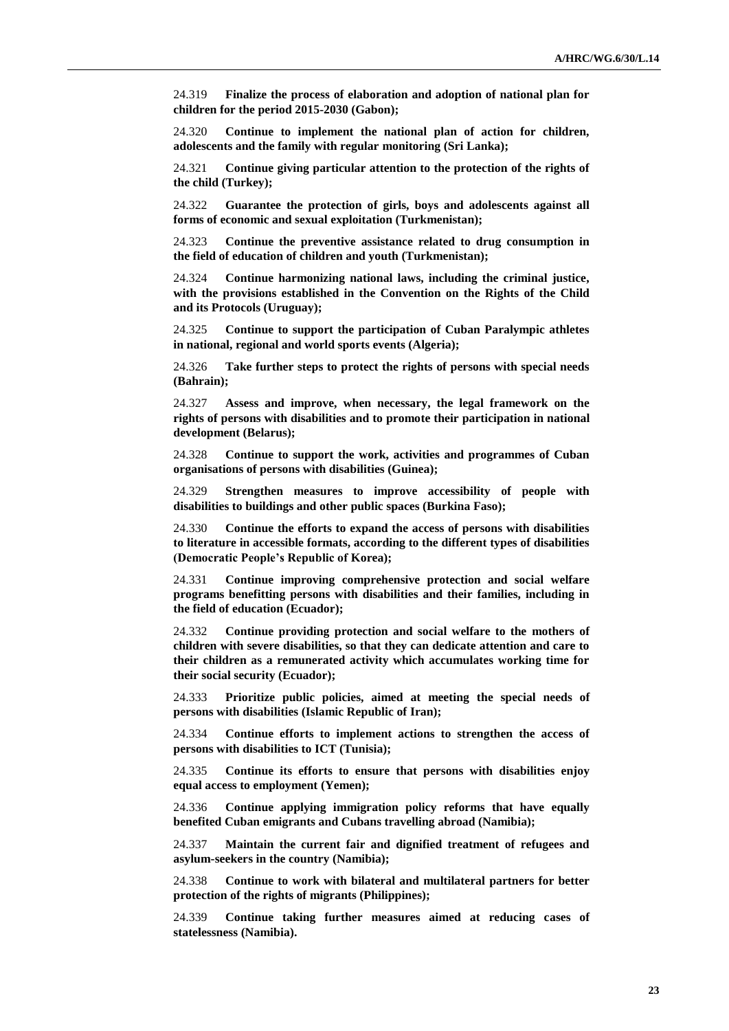24.319 **Finalize the process of elaboration and adoption of national plan for children for the period 2015-2030 (Gabon);**

24.320 **Continue to implement the national plan of action for children, adolescents and the family with regular monitoring (Sri Lanka);**

24.321 **Continue giving particular attention to the protection of the rights of the child (Turkey);**

24.322 **Guarantee the protection of girls, boys and adolescents against all forms of economic and sexual exploitation (Turkmenistan);**

24.323 **Continue the preventive assistance related to drug consumption in the field of education of children and youth (Turkmenistan);**

24.324 **Continue harmonizing national laws, including the criminal justice, with the provisions established in the Convention on the Rights of the Child and its Protocols (Uruguay);**

24.325 **Continue to support the participation of Cuban Paralympic athletes in national, regional and world sports events (Algeria);**

24.326 **Take further steps to protect the rights of persons with special needs (Bahrain);**

24.327 **Assess and improve, when necessary, the legal framework on the rights of persons with disabilities and to promote their participation in national development (Belarus);**

24.328 **Continue to support the work, activities and programmes of Cuban organisations of persons with disabilities (Guinea);**

24.329 **Strengthen measures to improve accessibility of people with disabilities to buildings and other public spaces (Burkina Faso);**

24.330 **Continue the efforts to expand the access of persons with disabilities to literature in accessible formats, according to the different types of disabilities (Democratic People's Republic of Korea);**

24.331 **Continue improving comprehensive protection and social welfare programs benefitting persons with disabilities and their families, including in the field of education (Ecuador);**

24.332 **Continue providing protection and social welfare to the mothers of children with severe disabilities, so that they can dedicate attention and care to their children as a remunerated activity which accumulates working time for their social security (Ecuador);**

24.333 **Prioritize public policies, aimed at meeting the special needs of persons with disabilities (Islamic Republic of Iran);**

24.334 **Continue efforts to implement actions to strengthen the access of persons with disabilities to ICT (Tunisia);**

24.335 **Continue its efforts to ensure that persons with disabilities enjoy equal access to employment (Yemen);**

24.336 **Continue applying immigration policy reforms that have equally benefited Cuban emigrants and Cubans travelling abroad (Namibia);**

24.337 **Maintain the current fair and dignified treatment of refugees and asylum-seekers in the country (Namibia);**

24.338 **Continue to work with bilateral and multilateral partners for better protection of the rights of migrants (Philippines);**

24.339 **Continue taking further measures aimed at reducing cases of statelessness (Namibia).**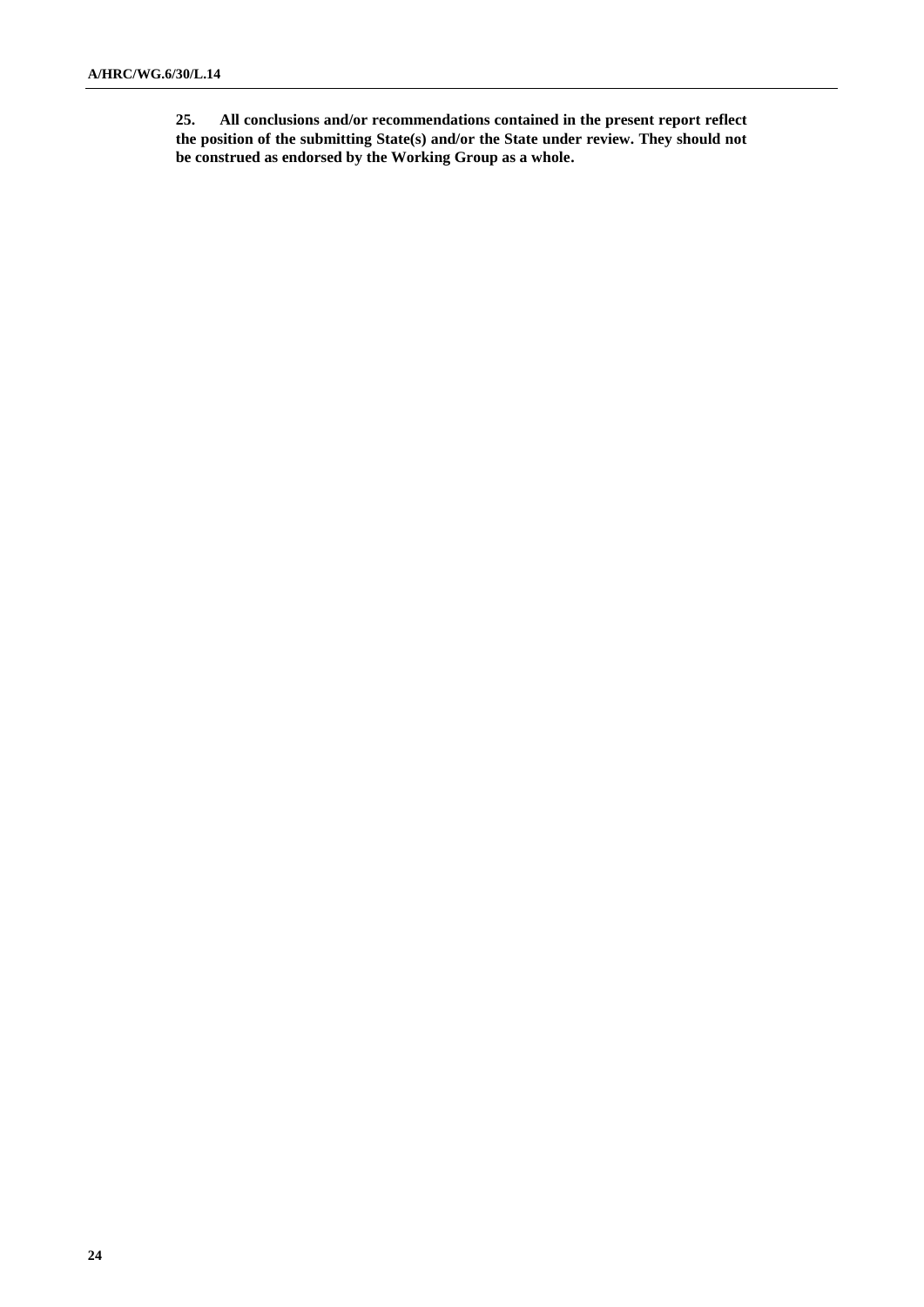**25. All conclusions and/or recommendations contained in the present report reflect the position of the submitting State(s) and/or the State under review. They should not be construed as endorsed by the Working Group as a whole.**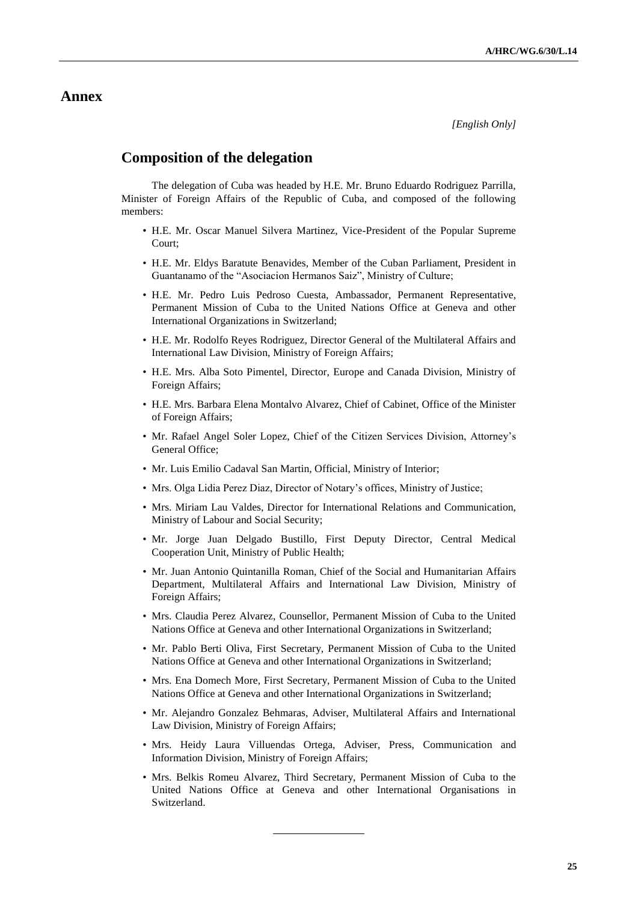# Annex

*[English Only]*

## Composition of the delegation

The delegation of Cuba was headed by H.E. Mr. Bruno Eduardo Rodriguez Parrilla, Minister of Foreign Affairs of the Republic of Cuba, and composed of the following members:

- H.E. Mr. Oscar Manuel Silvera Martinez, Vice-President of the Popular Supreme Court;
- H.E. Mr. Eldys Baratute Benavides, Member of the Cuban Parliament, President in Guantanamo of the "Asociacion Hermanos Saiz", Ministry of Culture;
- H.E. Mr. Pedro Luis Pedroso Cuesta, Ambassador, Permanent Representative, Permanent Mission of Cuba to the United Nations Office at Geneva and other International Organizations in Switzerland;
- H.E. Mr. Rodolfo Reyes Rodriguez, Director General of the Multilateral Affairs and International Law Division, Ministry of Foreign Affairs;
- H.E. Mrs. Alba Soto Pimentel, Director, Europe and Canada Division, Ministry of Foreign Affairs;
- H.E. Mrs. Barbara Elena Montalvo Alvarez, Chief of Cabinet, Office of the Minister of Foreign Affairs;
- Mr. Rafael Angel Soler Lopez, Chief of the Citizen Services Division, Attorney's General Office;
- Mr. Luis Emilio Cadaval San Martin, Official, Ministry of Interior;
- Mrs. Olga Lidia Perez Diaz, Director of Notary's offices, Ministry of Justice;
- Mrs. Miriam Lau Valdes, Director for International Relations and Communication, Ministry of Labour and Social Security;
- Mr. Jorge Juan Delgado Bustillo, First Deputy Director, Central Medical Cooperation Unit, Ministry of Public Health;
- Mr. Juan Antonio Quintanilla Roman, Chief of the Social and Humanitarian Affairs Department, Multilateral Affairs and International Law Division, Ministry of Foreign Affairs;
- Mrs. Claudia Perez Alvarez, Counsellor, Permanent Mission of Cuba to the United Nations Office at Geneva and other International Organizations in Switzerland;
- Mr. Pablo Berti Oliva, First Secretary, Permanent Mission of Cuba to the United Nations Office at Geneva and other International Organizations in Switzerland;
- Mrs. Ena Domech More, First Secretary, Permanent Mission of Cuba to the United Nations Office at Geneva and other International Organizations in Switzerland;
- Mr. Alejandro Gonzalez Behmaras, Adviser, Multilateral Affairs and International Law Division, Ministry of Foreign Affairs;
- Mrs. Heidy Laura Villuendas Ortega, Adviser, Press, Communication and Information Division, Ministry of Foreign Affairs;
- Mrs. Belkis Romeu Alvarez, Third Secretary, Permanent Mission of Cuba to the United Nations Office at Geneva and other International Organisations in Switzerland.